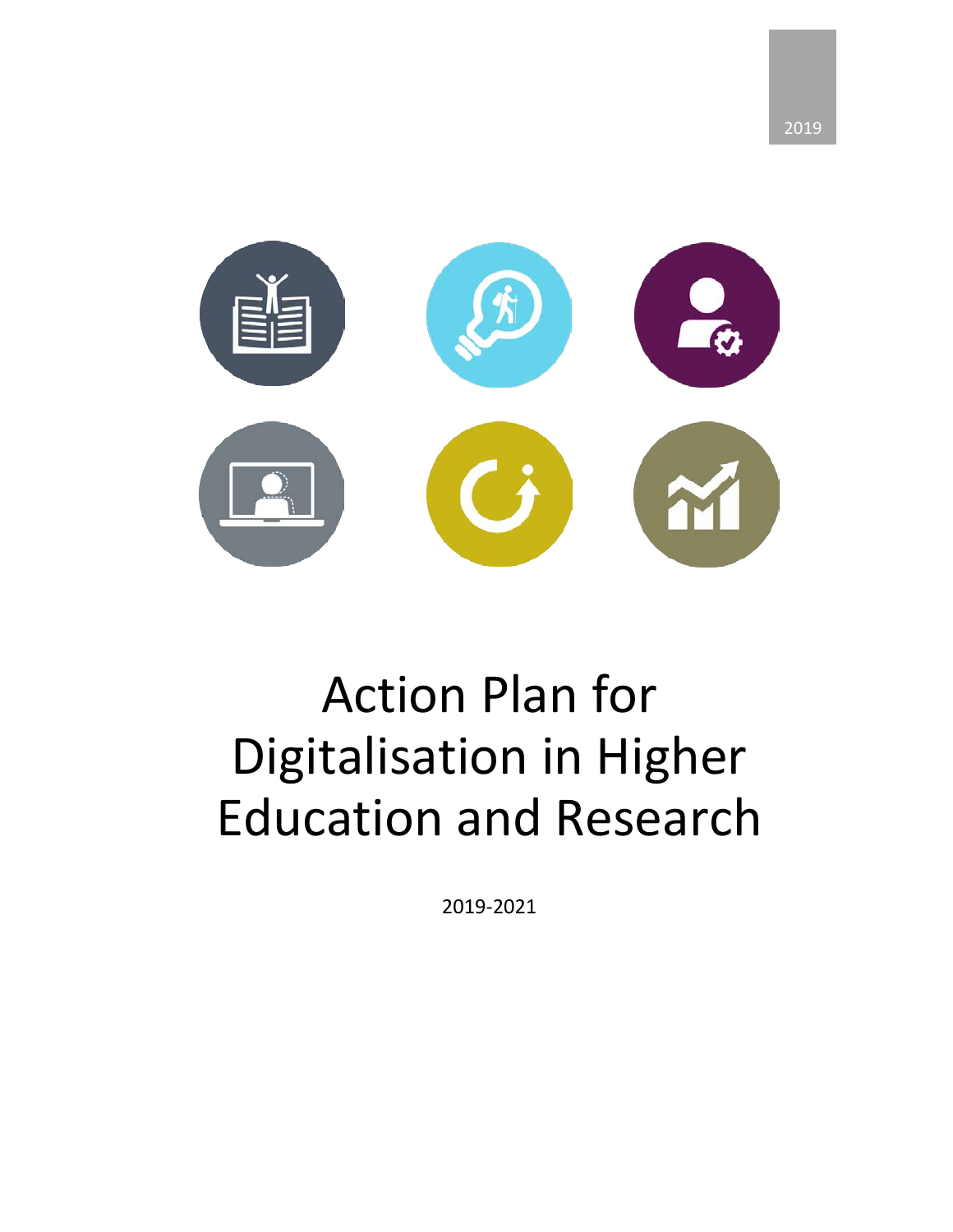2019

# Action Plan for Digitalisation in Higher Education and Research

2019-2021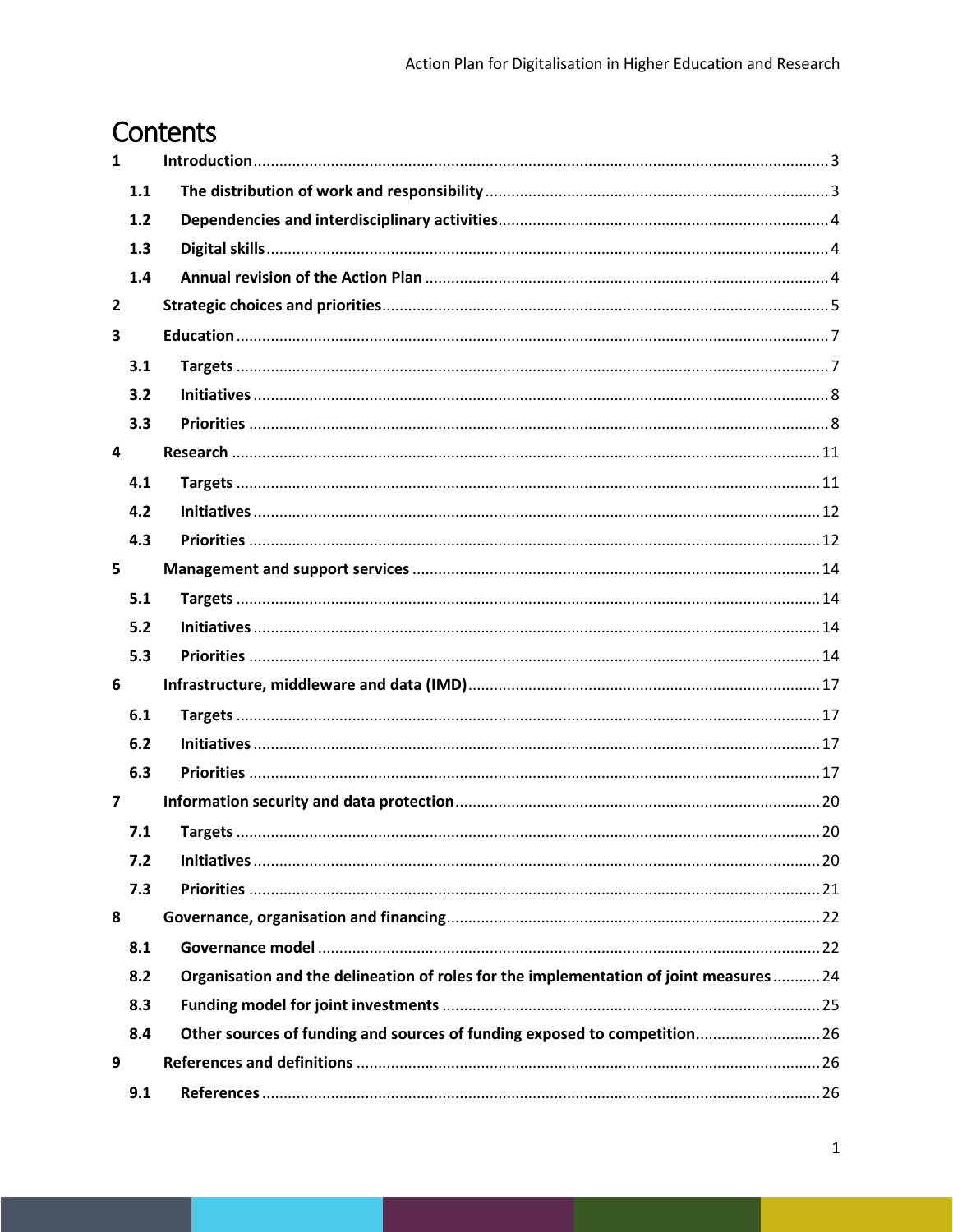# Contents

1 Introduction ... 3

- 1.1 The distribution of work and responsibility ... 3
- 1.2 Dependencies and interdisciplinary activities ... 4
- 1.3 Digital skills ... 4
- 1.4 Annual revision of the Action Plan ... 4

2 Strategic choices and priorities ... 5

3 Education ... 7

- 3.1 Targets ... 7
- 3.2 Initiatives ... 8
- 3.3 Priorities ... 8

4 Research ... 11

- 4.1 Targets ... 11
- 4.2 Initiatives ... 12
- 4.3 Priorities ... 12

5 Management and support services ... 14

- 5.1 Targets ... 14
- 5.2 Initiatives ... 14
- 5.3 Priorities ... 14

6 Infrastructure, middleware and data (IMD) ... 17

- 6.1 Targets ... 17
- 6.2 Initiatives ... 17
- 6.3 Priorities ... 17

7 Information security and data protection ... 20

- 7.1 Targets ... 20
- 7.2 Initiatives ... 20
- 7.3 Priorities ... 21

8 Governance, organisation and financing ... 22

- 8.1 Governance model ... 22
- 8.2 Organisation and the delineation of roles for the implementation of joint measures ... 24
- 8.3 Funding model for joint investments ... 25
- 8.4 Other sources of funding and sources of funding exposed to competition ... 26

9 References and definitions ... 26

- 9.1 References ... 26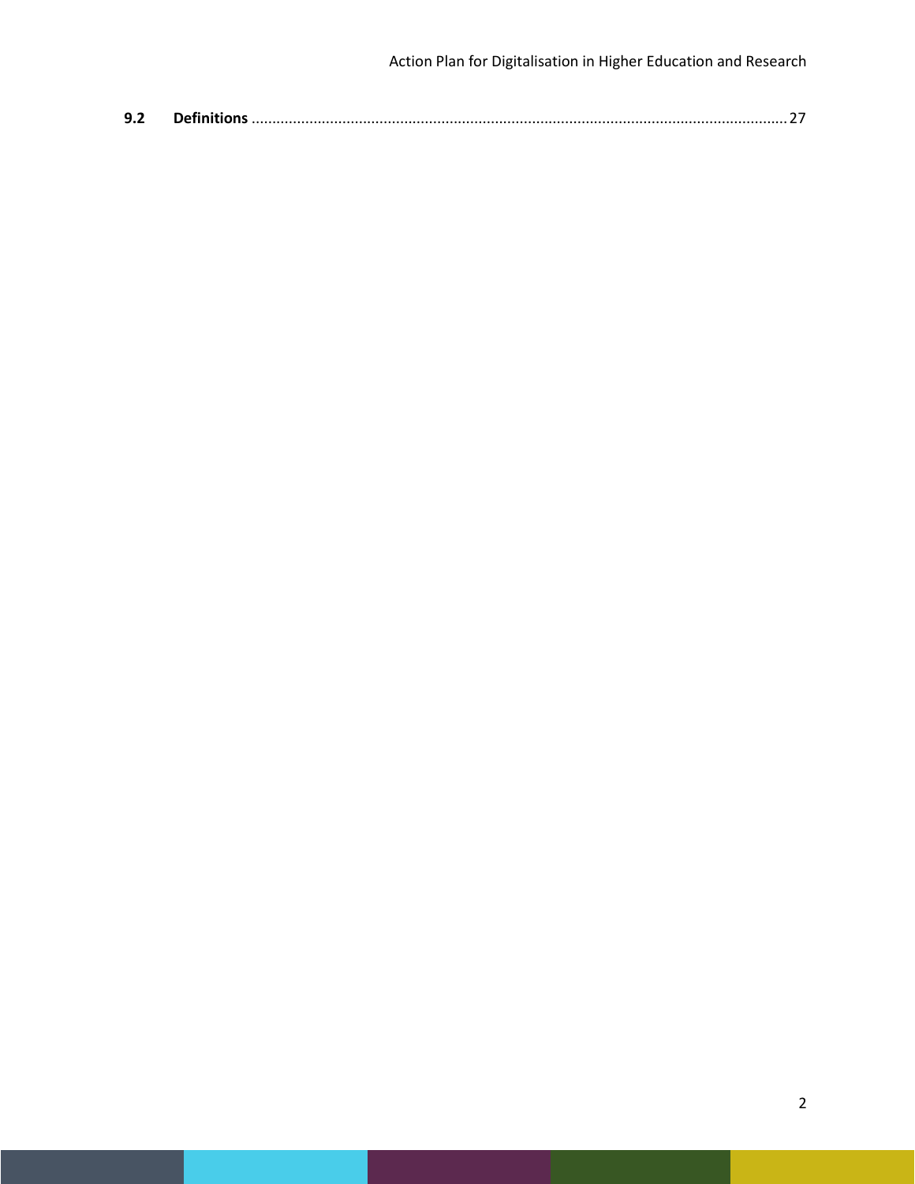**9.2 Definitions** .................................................................................................................................. 27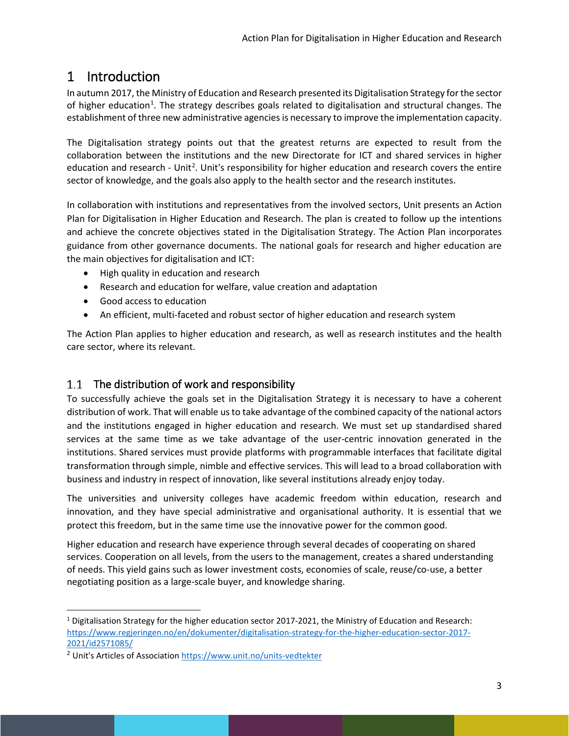# 1 Introduction

In autumn 2017, the Ministry of Education and Research presented its Digitalisation Strategy for the sector of higher education[1]. The strategy describes goals related to digitalisation and structural changes. The establishment of three new administrative agencies is necessary to improve the implementation capacity.

The Digitalisation strategy points out that the greatest returns are expected to result from the collaboration between the institutions and the new Directorate for ICT and shared services in higher education and research - Unit[2]. Unit's responsibility for higher education and research covers the entire sector of knowledge, and the goals also apply to the health sector and the research institutes.

In collaboration with institutions and representatives from the involved sectors, Unit presents an Action Plan for Digitalisation in Higher Education and Research. The plan is created to follow up the intentions and achieve the concrete objectives stated in the Digitalisation Strategy. The Action Plan incorporates guidance from other governance documents. The national goals for research and higher education are the main objectives for digitalisation and ICT:

- High quality in education and research
- Research and education for welfare, value creation and adaptation
- Good access to education
- An efficient, multi-faceted and robust sector of higher education and research system

The Action Plan applies to higher education and research, as well as research institutes and the health care sector, where its relevant.

## 1.1 The distribution of work and responsibility

To successfully achieve the goals set in the Digitalisation Strategy it is necessary to have a coherent distribution of work. That will enable us to take advantage of the combined capacity of the national actors and the institutions engaged in higher education and research. We must set up standardised shared services at the same time as we take advantage of the user-centric innovation generated in the institutions. Shared services must provide platforms with programmable interfaces that facilitate digital transformation through simple, nimble and effective services. This will lead to a broad collaboration with business and industry in respect of innovation, like several institutions already enjoy today.

The universities and university colleges have academic freedom within education, research and innovation, and they have special administrative and organisational authority. It is essential that we protect this freedom, but in the same time use the innovative power for the common good.

Higher education and research have experience through several decades of cooperating on shared services. Cooperation on all levels, from the users to the management, creates a shared understanding of needs. This yield gains such as lower investment costs, economies of scale, reuse/co-use, a better negotiating position as a large-scale buyer, and knowledge sharing.

---

[1] Digitalisation Strategy for the higher education sector 2017-2021, the Ministry of Education and Research: https://www.regjeringen.no/en/dokumenter/digitalisation-strategy-for-the-higher-education-sector-2017-2021/id2571085/

[2] Unit's Articles of Association https://www.unit.no/units-vedtekter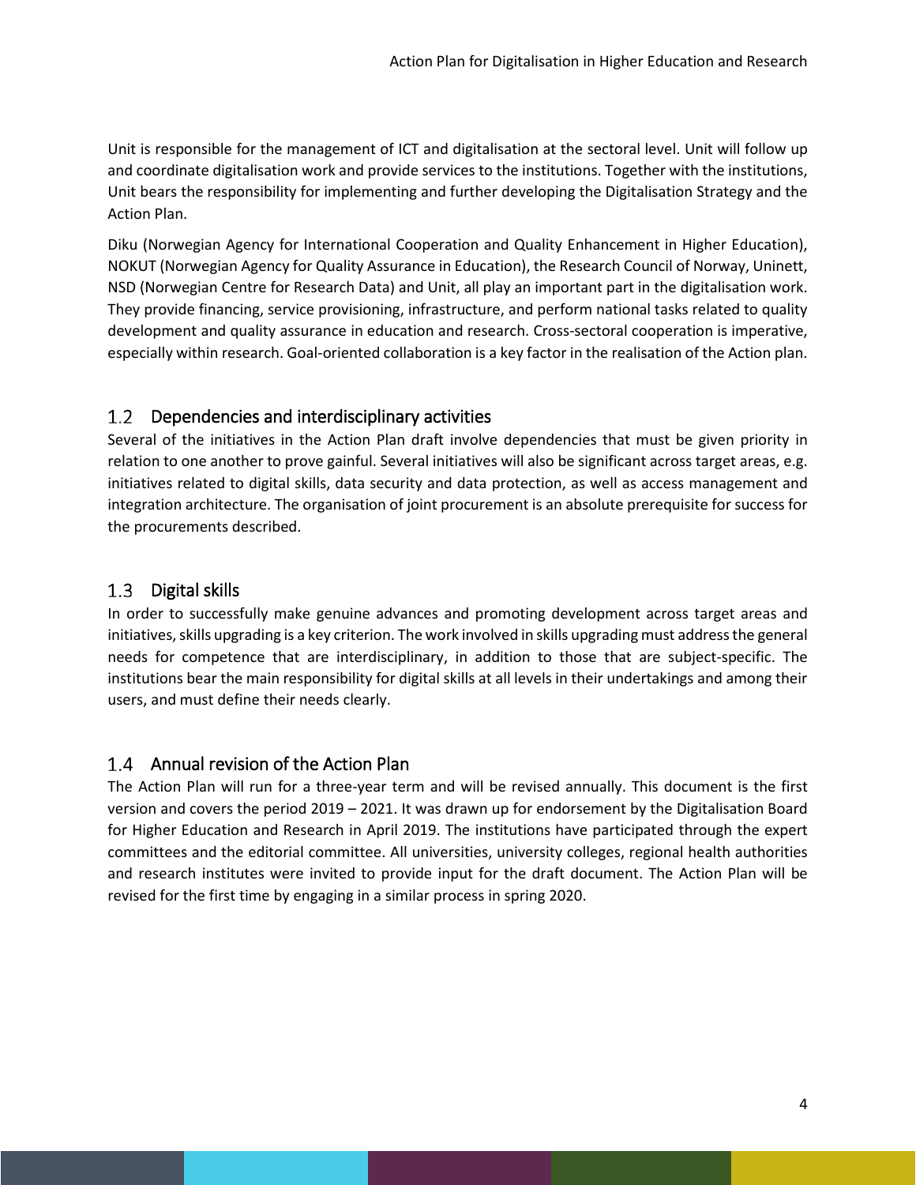Unit is responsible for the management of ICT and digitalisation at the sectoral level. Unit will follow up and coordinate digitalisation work and provide services to the institutions. Together with the institutions, Unit bears the responsibility for implementing and further developing the Digitalisation Strategy and the Action Plan.

Diku (Norwegian Agency for International Cooperation and Quality Enhancement in Higher Education), NOKUT (Norwegian Agency for Quality Assurance in Education), the Research Council of Norway, Uninett, NSD (Norwegian Centre for Research Data) and Unit, all play an important part in the digitalisation work. They provide financing, service provisioning, infrastructure, and perform national tasks related to quality development and quality assurance in education and research. Cross-sectoral cooperation is imperative, especially within research. Goal-oriented collaboration is a key factor in the realisation of the Action plan.

## 1.2 Dependencies and interdisciplinary activities

Several of the initiatives in the Action Plan draft involve dependencies that must be given priority in relation to one another to prove gainful. Several initiatives will also be significant across target areas, e.g. initiatives related to digital skills, data security and data protection, as well as access management and integration architecture. The organisation of joint procurement is an absolute prerequisite for success for the procurements described.

## 1.3 Digital skills

In order to successfully make genuine advances and promoting development across target areas and initiatives, skills upgrading is a key criterion. The work involved in skills upgrading must address the general needs for competence that are interdisciplinary, in addition to those that are subject-specific. The institutions bear the main responsibility for digital skills at all levels in their undertakings and among their users, and must define their needs clearly.

## 1.4 Annual revision of the Action Plan

The Action Plan will run for a three-year term and will be revised annually. This document is the first version and covers the period 2019 – 2021. It was drawn up for endorsement by the Digitalisation Board for Higher Education and Research in April 2019. The institutions have participated through the expert committees and the editorial committee. All universities, university colleges, regional health authorities and research institutes were invited to provide input for the draft document. The Action Plan will be revised for the first time by engaging in a similar process in spring 2020.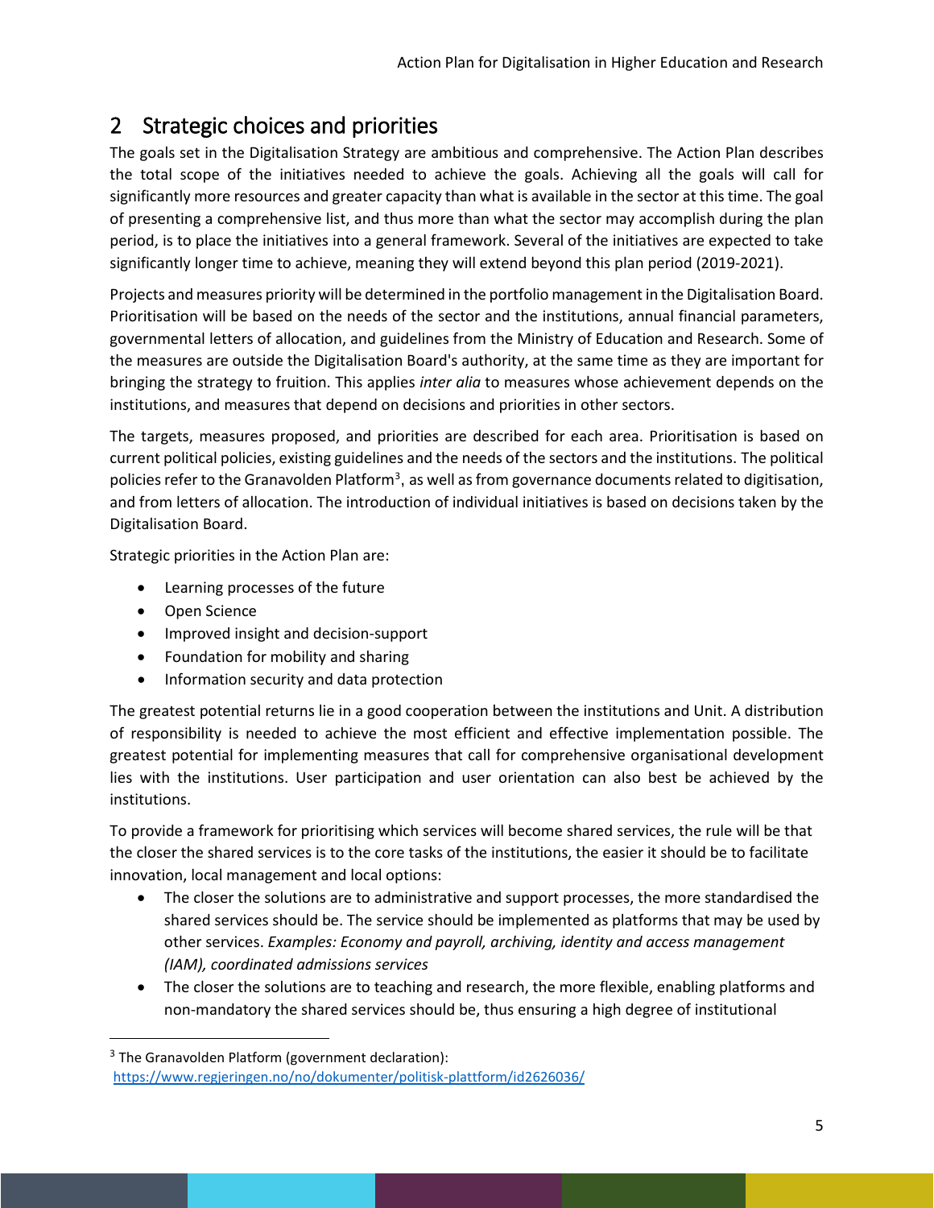## 2 Strategic choices and priorities

The goals set in the Digitalisation Strategy are ambitious and comprehensive. The Action Plan describes the total scope of the initiatives needed to achieve the goals. Achieving all the goals will call for significantly more resources and greater capacity than what is available in the sector at this time. The goal of presenting a comprehensive list, and thus more than what the sector may accomplish during the plan period, is to place the initiatives into a general framework. Several of the initiatives are expected to take significantly longer time to achieve, meaning they will extend beyond this plan period (2019-2021).

Projects and measures priority will be determined in the portfolio management in the Digitalisation Board. Prioritisation will be based on the needs of the sector and the institutions, annual financial parameters, governmental letters of allocation, and guidelines from the Ministry of Education and Research. Some of the measures are outside the Digitalisation Board's authority, at the same time as they are important for bringing the strategy to fruition. This applies *inter alia* to measures whose achievement depends on the institutions, and measures that depend on decisions and priorities in other sectors.

The targets, measures proposed, and priorities are described for each area. Prioritisation is based on current political policies, existing guidelines and the needs of the sectors and the institutions. The political policies refer to the Granavolden Platform[3], as well as from governance documents related to digitisation, and from letters of allocation. The introduction of individual initiatives is based on decisions taken by the Digitalisation Board.

Strategic priorities in the Action Plan are:

- Learning processes of the future
- Open Science
- Improved insight and decision-support
- Foundation for mobility and sharing
- Information security and data protection

The greatest potential returns lie in a good cooperation between the institutions and Unit. A distribution of responsibility is needed to achieve the most efficient and effective implementation possible. The greatest potential for implementing measures that call for comprehensive organisational development lies with the institutions. User participation and user orientation can also best be achieved by the institutions.

To provide a framework for prioritising which services will become shared services, the rule will be that the closer the shared services is to the core tasks of the institutions, the easier it should be to facilitate innovation, local management and local options:

- The closer the solutions are to administrative and support processes, the more standardised the shared services should be. The service should be implemented as platforms that may be used by other services. *Examples: Economy and payroll, archiving, identity and access management (IAM), coordinated admissions services*
- The closer the solutions are to teaching and research, the more flexible, enabling platforms and non-mandatory the shared services should be, thus ensuring a high degree of institutional

[3] The Granavolden Platform (government declaration): https://www.regjeringen.no/no/dokumenter/politisk-plattform/id2626036/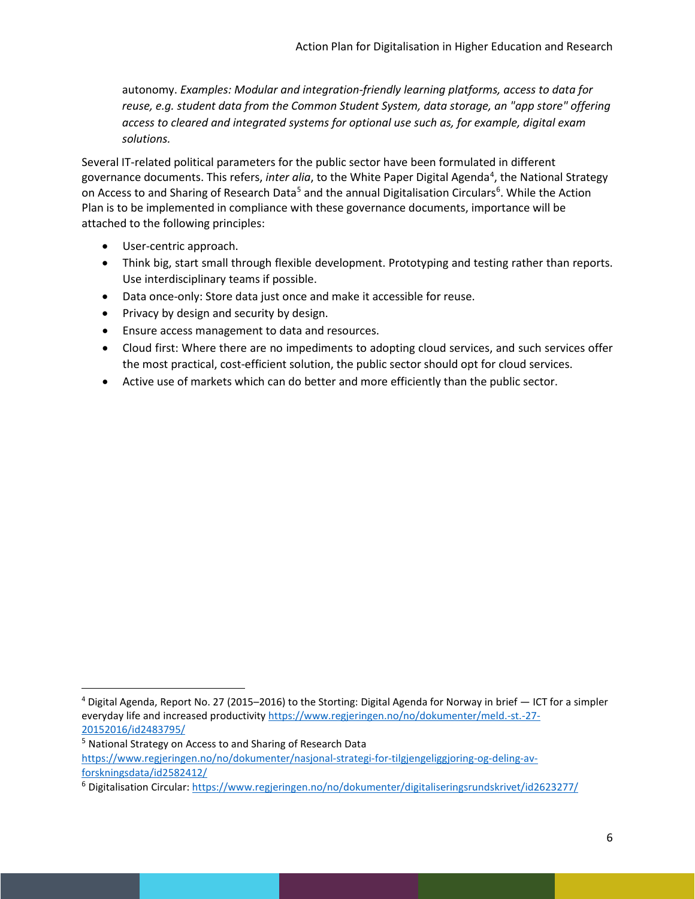autonomy. *Examples: Modular and integration-friendly learning platforms, access to data for reuse, e.g. student data from the Common Student System, data storage, an "app store" offering access to cleared and integrated systems for optional use such as, for example, digital exam solutions.*

Several IT-related political parameters for the public sector have been formulated in different governance documents. This refers, *inter alia*, to the White Paper Digital Agenda[4], the National Strategy on Access to and Sharing of Research Data[5] and the annual Digitalisation Circulars[6]. While the Action Plan is to be implemented in compliance with these governance documents, importance will be attached to the following principles:

- User-centric approach.
- Think big, start small through flexible development. Prototyping and testing rather than reports. Use interdisciplinary teams if possible.
- Data once-only: Store data just once and make it accessible for reuse.
- Privacy by design and security by design.
- Ensure access management to data and resources.
- Cloud first: Where there are no impediments to adopting cloud services, and such services offer the most practical, cost-efficient solution, the public sector should opt for cloud services.
- Active use of markets which can do better and more efficiently than the public sector.

---

[4] Digital Agenda, Report No. 27 (2015–2016) to the Storting: Digital Agenda for Norway in brief — ICT for a simpler everyday life and increased productivity https://www.regjeringen.no/no/dokumenter/meld.-st.-27-20152016/id2483795/

[5] National Strategy on Access to and Sharing of Research Data https://www.regjeringen.no/no/dokumenter/nasjonal-strategi-for-tilgjengeliggjoring-og-deling-av-forskningsdata/id2582412/

[6] Digitalisation Circular: https://www.regjeringen.no/no/dokumenter/digitaliseringsrundskrivet/id2623277/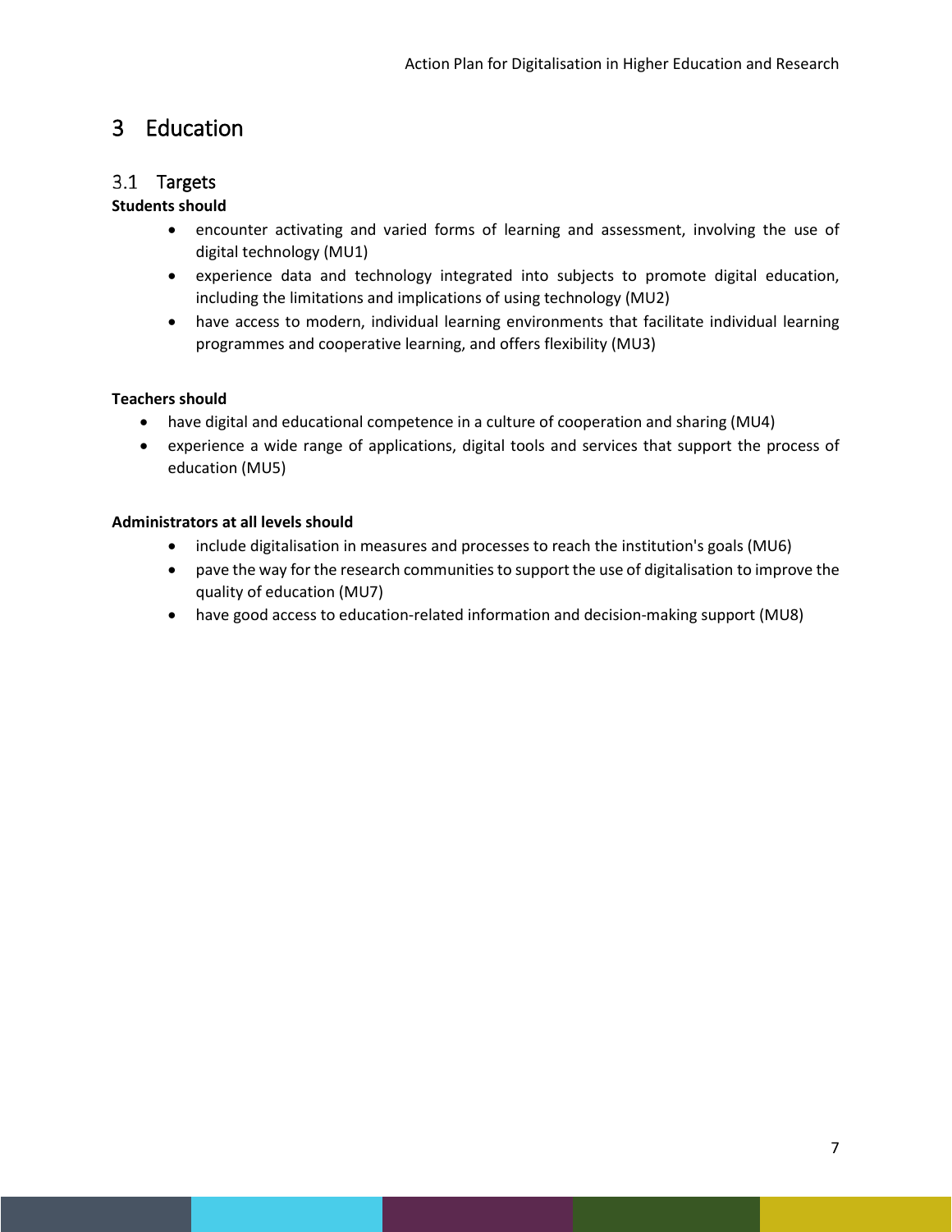# 3 Education

## 3.1 Targets

**Students should**

- encounter activating and varied forms of learning and assessment, involving the use of digital technology (MU1)
- experience data and technology integrated into subjects to promote digital education, including the limitations and implications of using technology (MU2)
- have access to modern, individual learning environments that facilitate individual learning programmes and cooperative learning, and offers flexibility (MU3)

**Teachers should**

- have digital and educational competence in a culture of cooperation and sharing (MU4)
- experience a wide range of applications, digital tools and services that support the process of education (MU5)

**Administrators at all levels should**

- include digitalisation in measures and processes to reach the institution's goals (MU6)
- pave the way for the research communities to support the use of digitalisation to improve the quality of education (MU7)
- have good access to education-related information and decision-making support (MU8)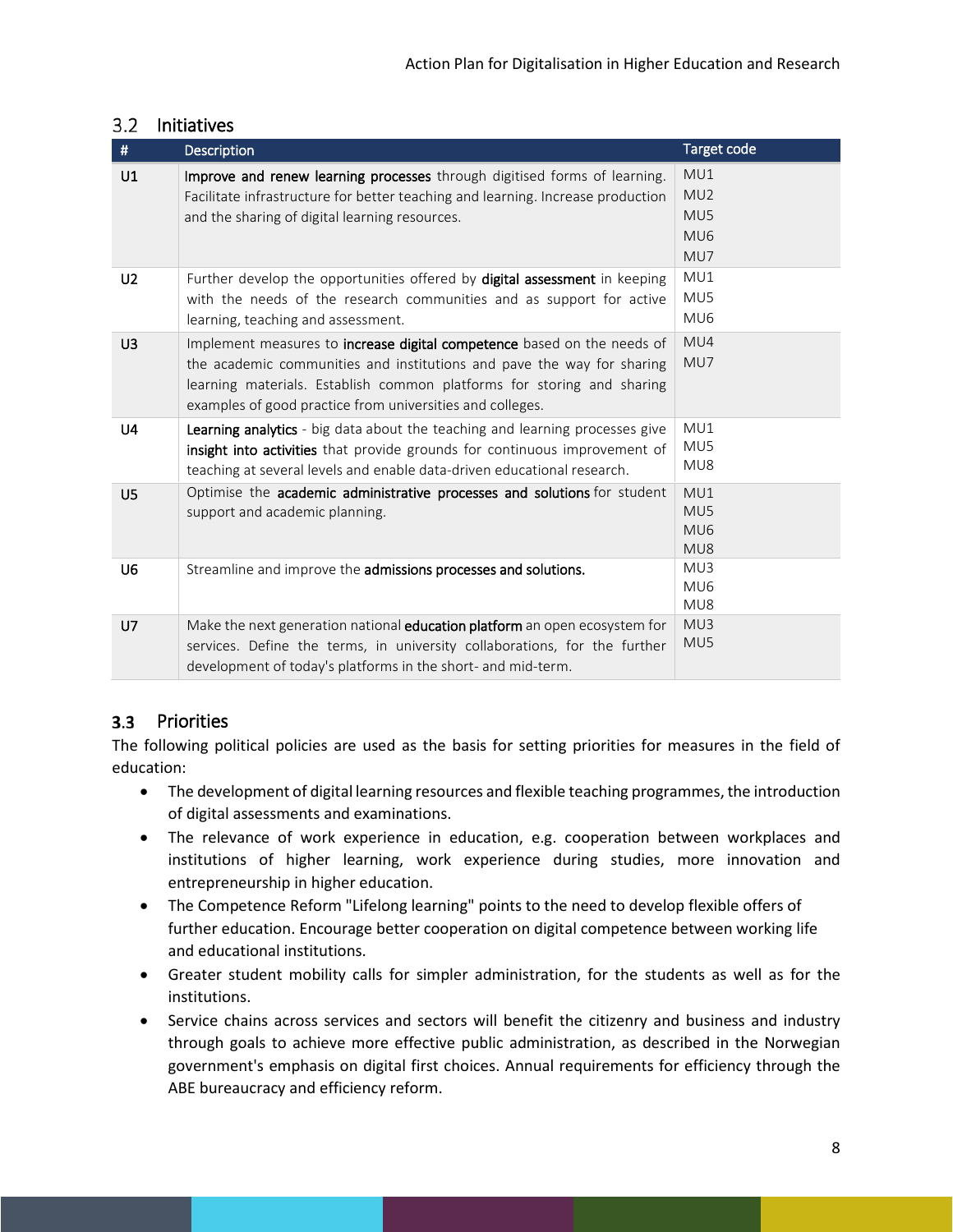## 3.2 Initiatives

| # | Description | Target code |
|---|---|---|
| U1 | **Improve and renew learning processes** through digitised forms of learning. Facilitate infrastructure for better teaching and learning. Increase production and the sharing of digital learning resources. | MU1<br>MU2<br>MU5<br>MU6<br>MU7 |
| U2 | Further develop the opportunities offered by **digital assessment** in keeping with the needs of the research communities and as support for active learning, teaching and assessment. | MU1<br>MU5<br>MU6 |
| U3 | Implement measures to **increase digital competence** based on the needs of the academic communities and institutions and pave the way for sharing learning materials. Establish common platforms for storing and sharing examples of good practice from universities and colleges. | MU4<br>MU7 |
| U4 | **Learning analytics** - big data about the teaching and learning processes give **insight into activities** that provide grounds for continuous improvement of teaching at several levels and enable data-driven educational research. | MU1<br>MU5<br>MU8 |
| U5 | Optimise the **academic administrative processes and solutions** for student support and academic planning. | MU1<br>MU5<br>MU6<br>MU8 |
| U6 | Streamline and improve the **admissions processes and solutions.** | MU3<br>MU6<br>MU8 |
| U7 | Make the next generation national **education platform** an open ecosystem for services. Define the terms, in university collaborations, for the further development of today's platforms in the short- and mid-term. | MU3<br>MU5 |

## 3.3 Priorities

The following political policies are used as the basis for setting priorities for measures in the field of education:

- The development of digital learning resources and flexible teaching programmes, the introduction of digital assessments and examinations.
- The relevance of work experience in education, e.g. cooperation between workplaces and institutions of higher learning, work experience during studies, more innovation and entrepreneurship in higher education.
- The Competence Reform "Lifelong learning" points to the need to develop flexible offers of further education. Encourage better cooperation on digital competence between working life and educational institutions.
- Greater student mobility calls for simpler administration, for the students as well as for the institutions.
- Service chains across services and sectors will benefit the citizenry and business and industry through goals to achieve more effective public administration, as described in the Norwegian government's emphasis on digital first choices. Annual requirements for efficiency through the ABE bureaucracy and efficiency reform.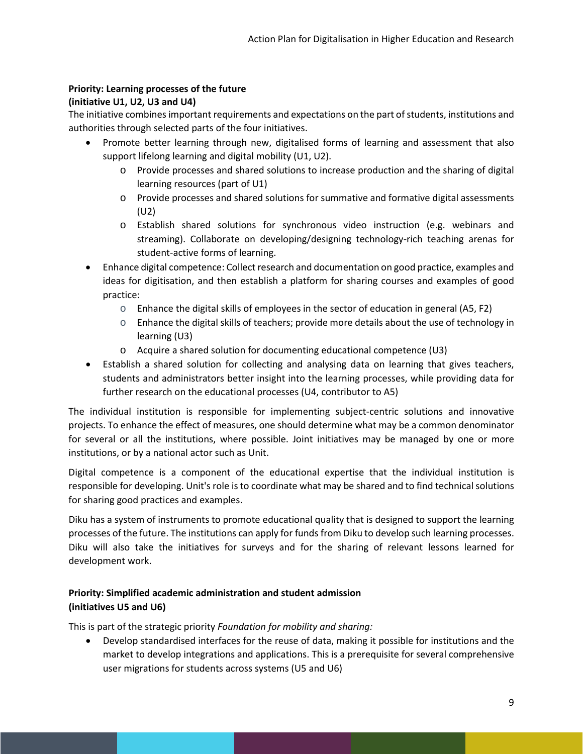**Priority: Learning processes of the future (initiative U1, U2, U3 and U4)**

The initiative combines important requirements and expectations on the part of students, institutions and authorities through selected parts of the four initiatives.

- Promote better learning through new, digitalised forms of learning and assessment that also support lifelong learning and digital mobility (U1, U2).
  - Provide processes and shared solutions to increase production and the sharing of digital learning resources (part of U1)
  - Provide processes and shared solutions for summative and formative digital assessments (U2)
  - Establish shared solutions for synchronous video instruction (e.g. webinars and streaming). Collaborate on developing/designing technology-rich teaching arenas for student-active forms of learning.
- Enhance digital competence: Collect research and documentation on good practice, examples and ideas for digitisation, and then establish a platform for sharing courses and examples of good practice:
  - Enhance the digital skills of employees in the sector of education in general (A5, F2)
  - Enhance the digital skills of teachers; provide more details about the use of technology in learning (U3)
  - Acquire a shared solution for documenting educational competence (U3)
- Establish a shared solution for collecting and analysing data on learning that gives teachers, students and administrators better insight into the learning processes, while providing data for further research on the educational processes (U4, contributor to A5)

The individual institution is responsible for implementing subject-centric solutions and innovative projects. To enhance the effect of measures, one should determine what may be a common denominator for several or all the institutions, where possible. Joint initiatives may be managed by one or more institutions, or by a national actor such as Unit.

Digital competence is a component of the educational expertise that the individual institution is responsible for developing. Unit's role is to coordinate what may be shared and to find technical solutions for sharing good practices and examples.

Diku has a system of instruments to promote educational quality that is designed to support the learning processes of the future. The institutions can apply for funds from Diku to develop such learning processes. Diku will also take the initiatives for surveys and for the sharing of relevant lessons learned for development work.

**Priority: Simplified academic administration and student admission (initiatives U5 and U6)**

This is part of the strategic priority *Foundation for mobility and sharing:*

- Develop standardised interfaces for the reuse of data, making it possible for institutions and the market to develop integrations and applications. This is a prerequisite for several comprehensive user migrations for students across systems (U5 and U6)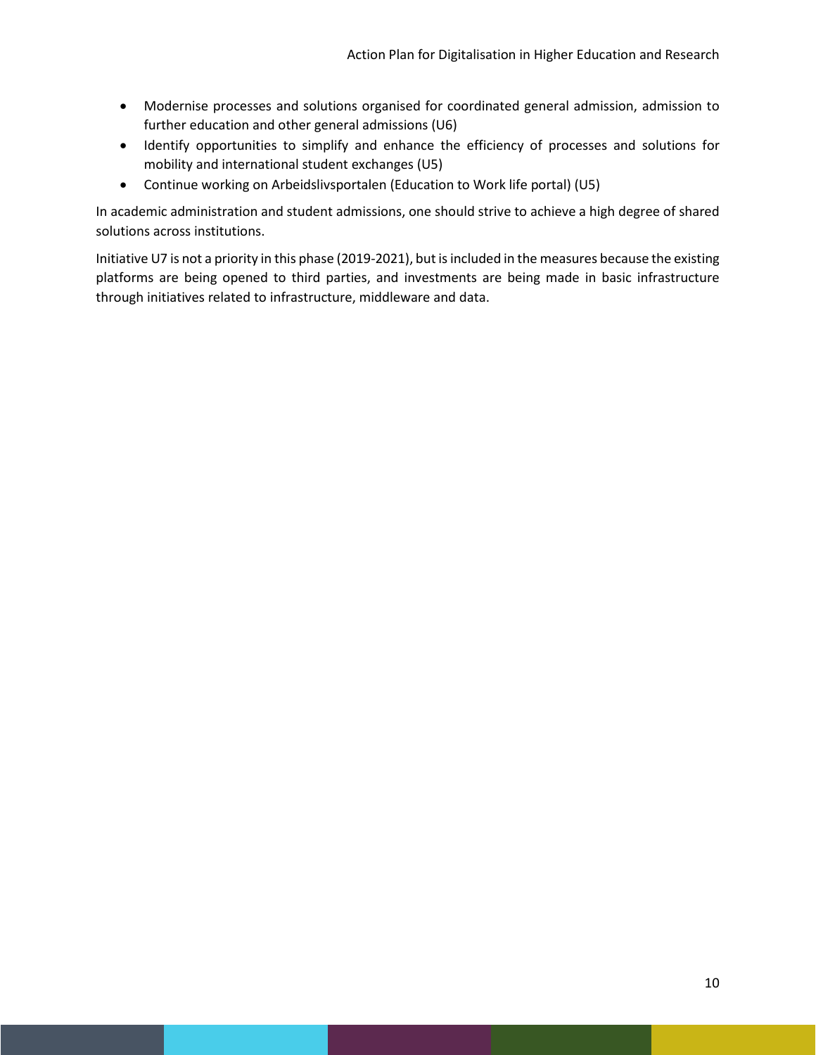- Modernise processes and solutions organised for coordinated general admission, admission to further education and other general admissions (U6)
- Identify opportunities to simplify and enhance the efficiency of processes and solutions for mobility and international student exchanges (U5)
- Continue working on Arbeidslivsportalen (Education to Work life portal) (U5)

In academic administration and student admissions, one should strive to achieve a high degree of shared solutions across institutions.

Initiative U7 is not a priority in this phase (2019-2021), but is included in the measures because the existing platforms are being opened to third parties, and investments are being made in basic infrastructure through initiatives related to infrastructure, middleware and data.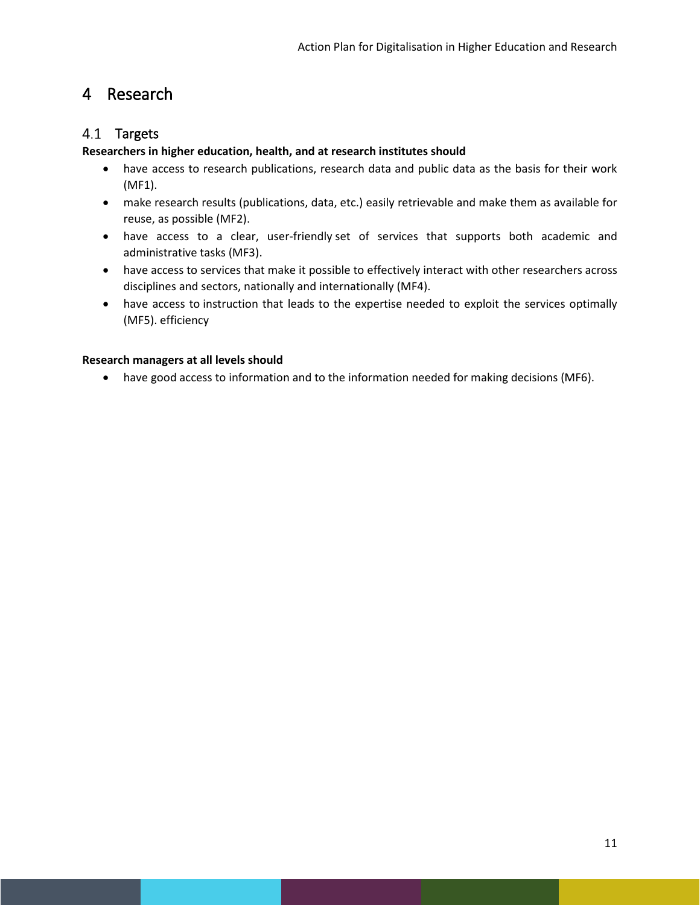# 4 Research

## 4.1 Targets

**Researchers in higher education, health, and at research institutes should**

- have access to research publications, research data and public data as the basis for their work (MF1).
- make research results (publications, data, etc.) easily retrievable and make them as available for reuse, as possible (MF2).
- have access to a clear, user-friendly set of services that supports both academic and administrative tasks (MF3).
- have access to services that make it possible to effectively interact with other researchers across disciplines and sectors, nationally and internationally (MF4).
- have access to instruction that leads to the expertise needed to exploit the services optimally (MF5). efficiency

**Research managers at all levels should**

- have good access to information and to the information needed for making decisions (MF6).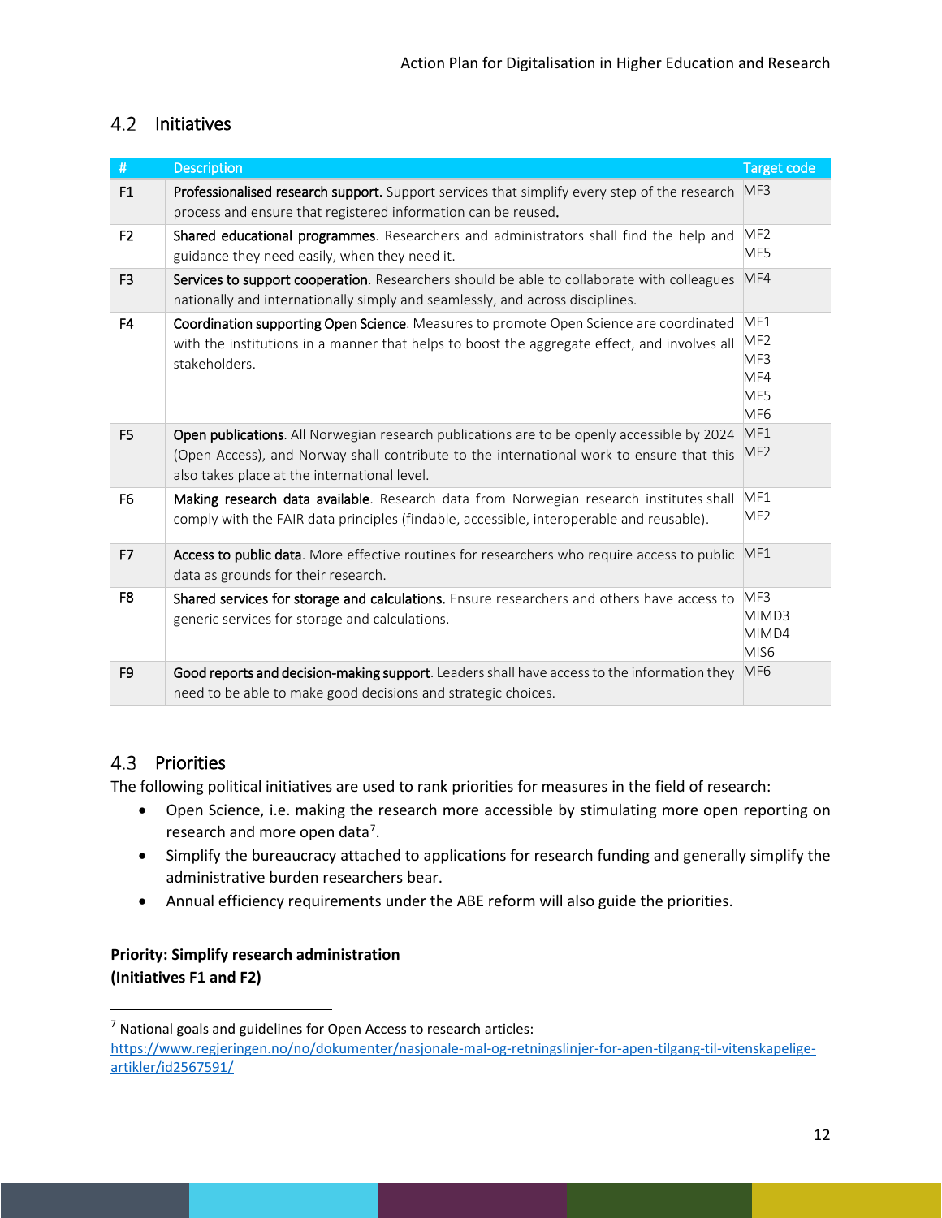## 4.2 Initiatives

| # | Description | Target code |
|---|---|---|
| F1 | **Professionalised research support.** Support services that simplify every step of the research process and ensure that registered information can be reused. | MF3 |
| F2 | **Shared educational programmes**. Researchers and administrators shall find the help and guidance they need easily, when they need it. | MF2<br>MF5 |
| F3 | **Services to support cooperation**. Researchers should be able to collaborate with colleagues nationally and internationally simply and seamlessly, and across disciplines. | MF4 |
| F4 | **Coordination supporting Open Science**. Measures to promote Open Science are coordinated with the institutions in a manner that helps to boost the aggregate effect, and involves all stakeholders. | MF1<br>MF2<br>MF3<br>MF4<br>MF5<br>MF6 |
| F5 | **Open publications**. All Norwegian research publications are to be openly accessible by 2024 (Open Access), and Norway shall contribute to the international work to ensure that this also takes place at the international level. | MF1<br>MF2 |
| F6 | **Making research data available**. Research data from Norwegian research institutes shall comply with the FAIR data principles (findable, accessible, interoperable and reusable). | MF1<br>MF2 |
| F7 | **Access to public data**. More effective routines for researchers who require access to public data as grounds for their research. | MF1 |
| F8 | **Shared services for storage and calculations.** Ensure researchers and others have access to generic services for storage and calculations. | MF3<br>MIMD3<br>MIMD4<br>MIS6 |
| F9 | **Good reports and decision-making support**. Leaders shall have access to the information they need to be able to make good decisions and strategic choices. | MF6 |

## 4.3 Priorities

The following political initiatives are used to rank priorities for measures in the field of research:

- Open Science, i.e. making the research more accessible by stimulating more open reporting on research and more open data[7].
- Simplify the bureaucracy attached to applications for research funding and generally simplify the administrative burden researchers bear.
- Annual efficiency requirements under the ABE reform will also guide the priorities.

**Priority: Simplify research administration**
**(Initiatives F1 and F2)**

---

[7] National goals and guidelines for Open Access to research articles: https://www.regjeringen.no/no/dokumenter/nasjonale-mal-og-retningslinjer-for-apen-tilgang-til-vitenskapelige-artikler/id2567591/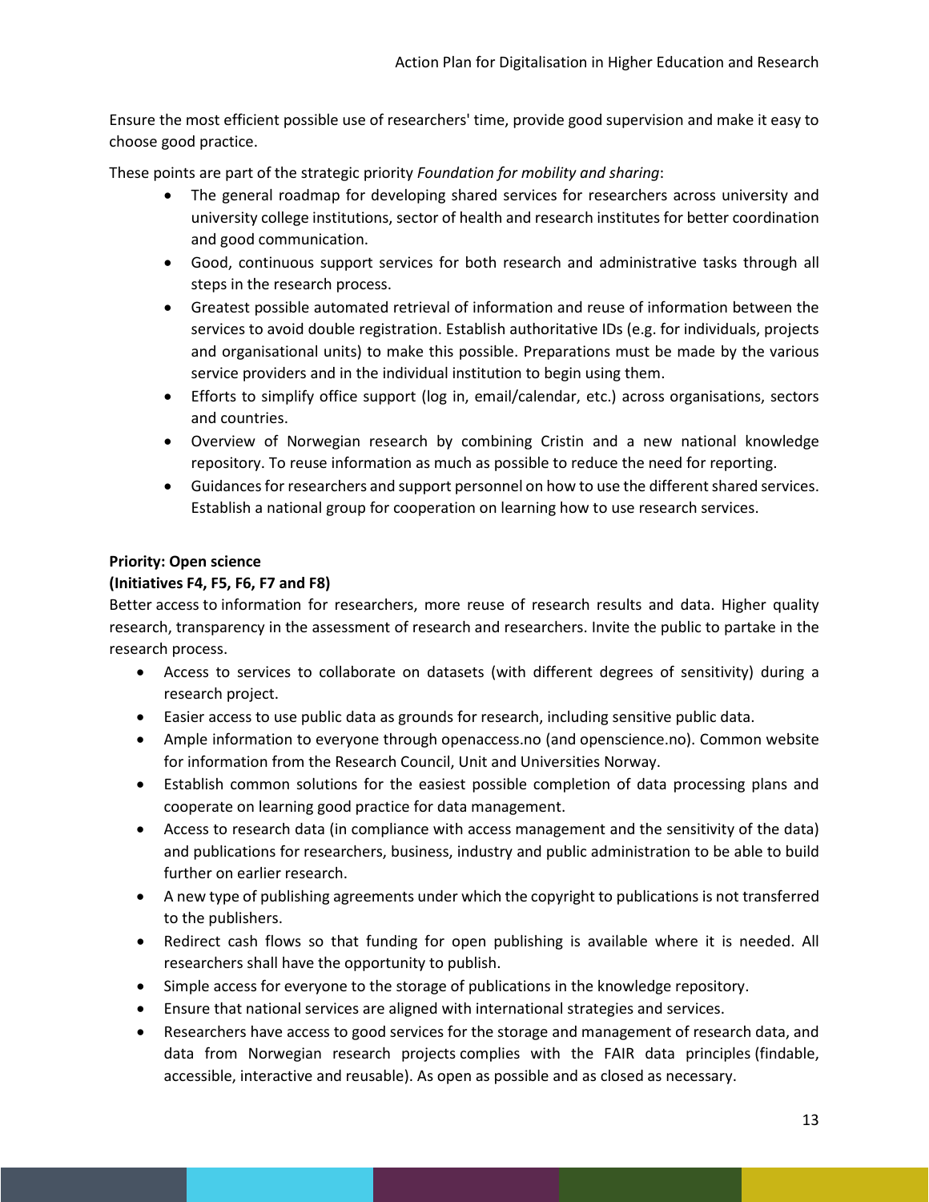Ensure the most efficient possible use of researchers' time, provide good supervision and make it easy to choose good practice.

These points are part of the strategic priority *Foundation for mobility and sharing*:

- The general roadmap for developing shared services for researchers across university and university college institutions, sector of health and research institutes for better coordination and good communication.
- Good, continuous support services for both research and administrative tasks through all steps in the research process.
- Greatest possible automated retrieval of information and reuse of information between the services to avoid double registration. Establish authoritative IDs (e.g. for individuals, projects and organisational units) to make this possible. Preparations must be made by the various service providers and in the individual institution to begin using them.
- Efforts to simplify office support (log in, email/calendar, etc.) across organisations, sectors and countries.
- Overview of Norwegian research by combining Cristin and a new national knowledge repository. To reuse information as much as possible to reduce the need for reporting.
- Guidances for researchers and support personnel on how to use the different shared services. Establish a national group for cooperation on learning how to use research services.

**Priority: Open science**
**(Initiatives F4, F5, F6, F7 and F8)**

Better access to information for researchers, more reuse of research results and data. Higher quality research, transparency in the assessment of research and researchers. Invite the public to partake in the research process.

- Access to services to collaborate on datasets (with different degrees of sensitivity) during a research project.
- Easier access to use public data as grounds for research, including sensitive public data.
- Ample information to everyone through openaccess.no (and openscience.no). Common website for information from the Research Council, Unit and Universities Norway.
- Establish common solutions for the easiest possible completion of data processing plans and cooperate on learning good practice for data management.
- Access to research data (in compliance with access management and the sensitivity of the data) and publications for researchers, business, industry and public administration to be able to build further on earlier research.
- A new type of publishing agreements under which the copyright to publications is not transferred to the publishers.
- Redirect cash flows so that funding for open publishing is available where it is needed. All researchers shall have the opportunity to publish.
- Simple access for everyone to the storage of publications in the knowledge repository.
- Ensure that national services are aligned with international strategies and services.
- Researchers have access to good services for the storage and management of research data, and data from Norwegian research projects complies with the FAIR data principles (findable, accessible, interactive and reusable). As open as possible and as closed as necessary.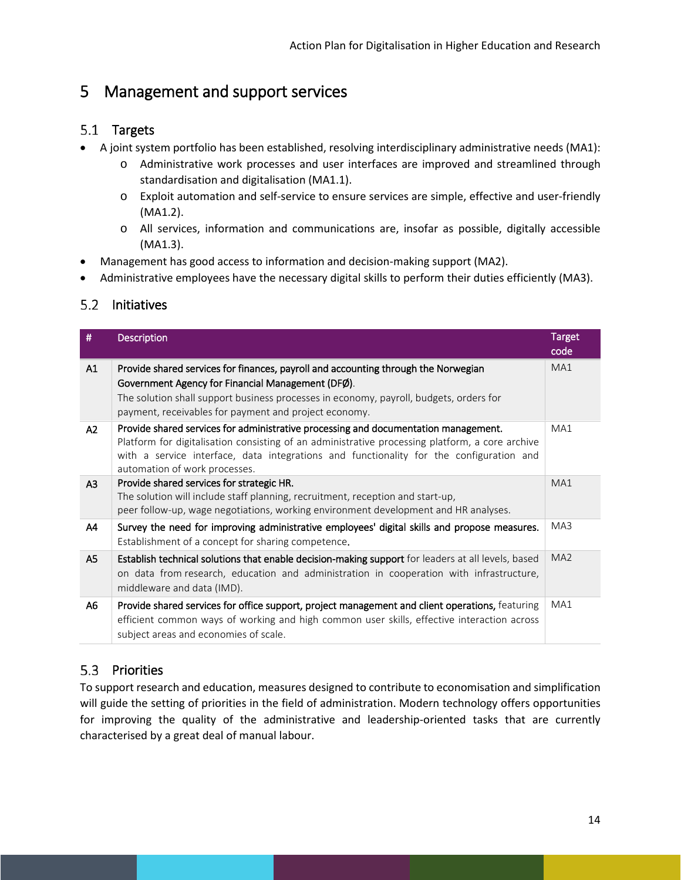# 5 Management and support services

## 5.1 Targets

- A joint system portfolio has been established, resolving interdisciplinary administrative needs (MA1):
  - Administrative work processes and user interfaces are improved and streamlined through standardisation and digitalisation (MA1.1).
  - Exploit automation and self-service to ensure services are simple, effective and user-friendly (MA1.2).
  - All services, information and communications are, insofar as possible, digitally accessible (MA1.3).
- Management has good access to information and decision-making support (MA2).
- Administrative employees have the necessary digital skills to perform their duties efficiently (MA3).

## 5.2 Initiatives

| # | Description | Target code |
|---|---|---|
| A1 | Provide shared services for finances, payroll and accounting through the Norwegian Government Agency for Financial Management (DFØ).<br>The solution shall support business processes in economy, payroll, budgets, orders for payment, receivables for payment and project economy. | MA1 |
| A2 | Provide shared services for administrative processing and documentation management.<br>Platform for digitalisation consisting of an administrative processing platform, a core archive with a service interface, data integrations and functionality for the configuration and automation of work processes. | MA1 |
| A3 | Provide shared services for strategic HR.<br>The solution will include staff planning, recruitment, reception and start-up, peer follow-up, wage negotiations, working environment development and HR analyses. | MA1 |
| A4 | Survey the need for improving administrative employees' digital skills and propose measures.<br>Establishment of a concept for sharing competence. | MA3 |
| A5 | Establish technical solutions that enable decision-making support for leaders at all levels, based on data from research, education and administration in cooperation with infrastructure, middleware and data (IMD). | MA2 |
| A6 | Provide shared services for office support, project management and client operations, featuring efficient common ways of working and high common user skills, effective interaction across subject areas and economies of scale. | MA1 |

## 5.3 Priorities

To support research and education, measures designed to contribute to economisation and simplification will guide the setting of priorities in the field of administration. Modern technology offers opportunities for improving the quality of the administrative and leadership-oriented tasks that are currently characterised by a great deal of manual labour.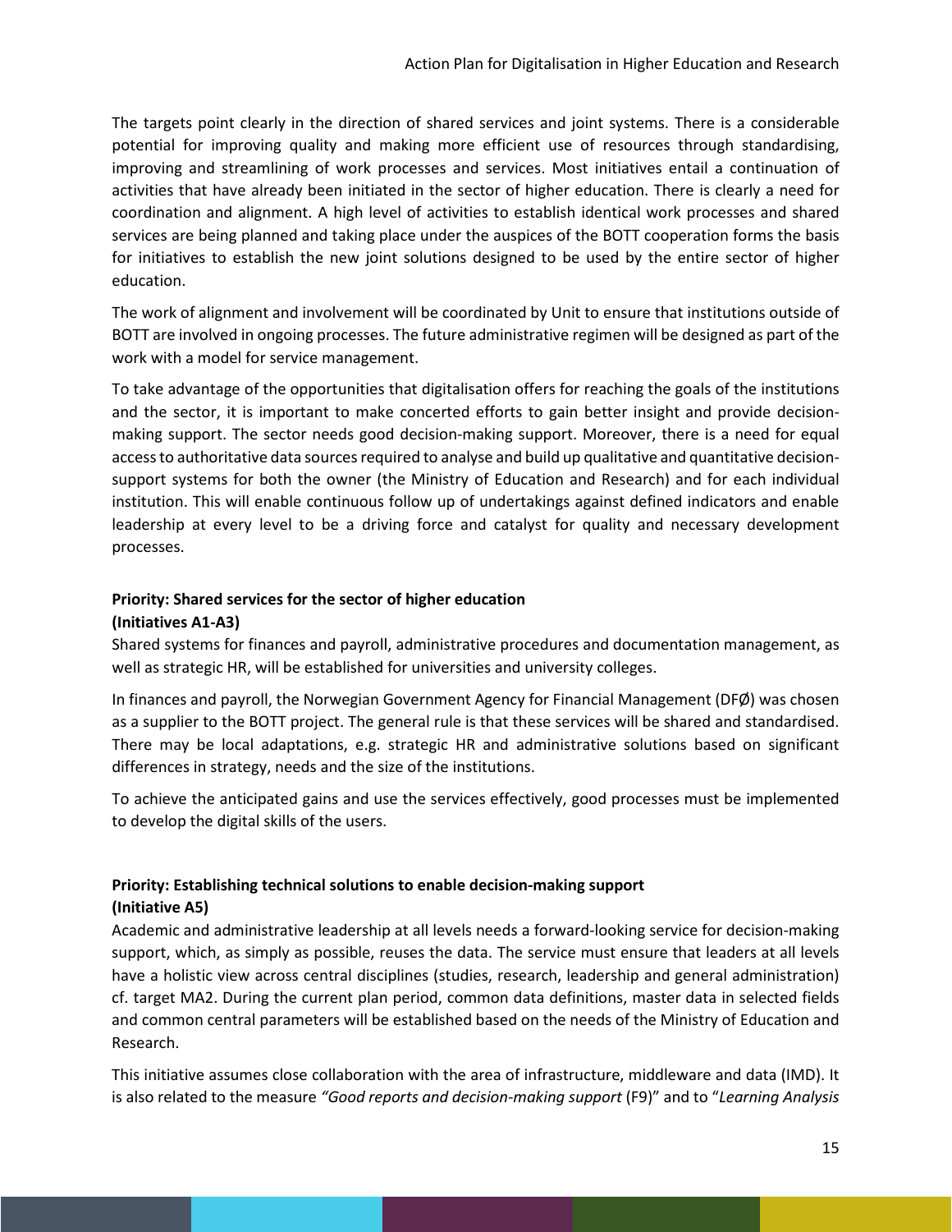The targets point clearly in the direction of shared services and joint systems. There is a considerable potential for improving quality and making more efficient use of resources through standardising, improving and streamlining of work processes and services. Most initiatives entail a continuation of activities that have already been initiated in the sector of higher education. There is clearly a need for coordination and alignment. A high level of activities to establish identical work processes and shared services are being planned and taking place under the auspices of the BOTT cooperation forms the basis for initiatives to establish the new joint solutions designed to be used by the entire sector of higher education.

The work of alignment and involvement will be coordinated by Unit to ensure that institutions outside of BOTT are involved in ongoing processes. The future administrative regimen will be designed as part of the work with a model for service management.

To take advantage of the opportunities that digitalisation offers for reaching the goals of the institutions and the sector, it is important to make concerted efforts to gain better insight and provide decision-making support. The sector needs good decision-making support. Moreover, there is a need for equal access to authoritative data sources required to analyse and build up qualitative and quantitative decision-support systems for both the owner (the Ministry of Education and Research) and for each individual institution. This will enable continuous follow up of undertakings against defined indicators and enable leadership at every level to be a driving force and catalyst for quality and necessary development processes.

**Priority: Shared services for the sector of higher education**
**(Initiatives A1-A3)**

Shared systems for finances and payroll, administrative procedures and documentation management, as well as strategic HR, will be established for universities and university colleges.

In finances and payroll, the Norwegian Government Agency for Financial Management (DFØ) was chosen as a supplier to the BOTT project. The general rule is that these services will be shared and standardised. There may be local adaptations, e.g. strategic HR and administrative solutions based on significant differences in strategy, needs and the size of the institutions.

To achieve the anticipated gains and use the services effectively, good processes must be implemented to develop the digital skills of the users.

**Priority: Establishing technical solutions to enable decision-making support**
**(Initiative A5)**

Academic and administrative leadership at all levels needs a forward-looking service for decision-making support, which, as simply as possible, reuses the data. The service must ensure that leaders at all levels have a holistic view across central disciplines (studies, research, leadership and general administration) cf. target MA2. During the current plan period, common data definitions, master data in selected fields and common central parameters will be established based on the needs of the Ministry of Education and Research.

This initiative assumes close collaboration with the area of infrastructure, middleware and data (IMD). It is also related to the measure *"Good reports and decision-making support* (F9)" and to "*Learning Analysis*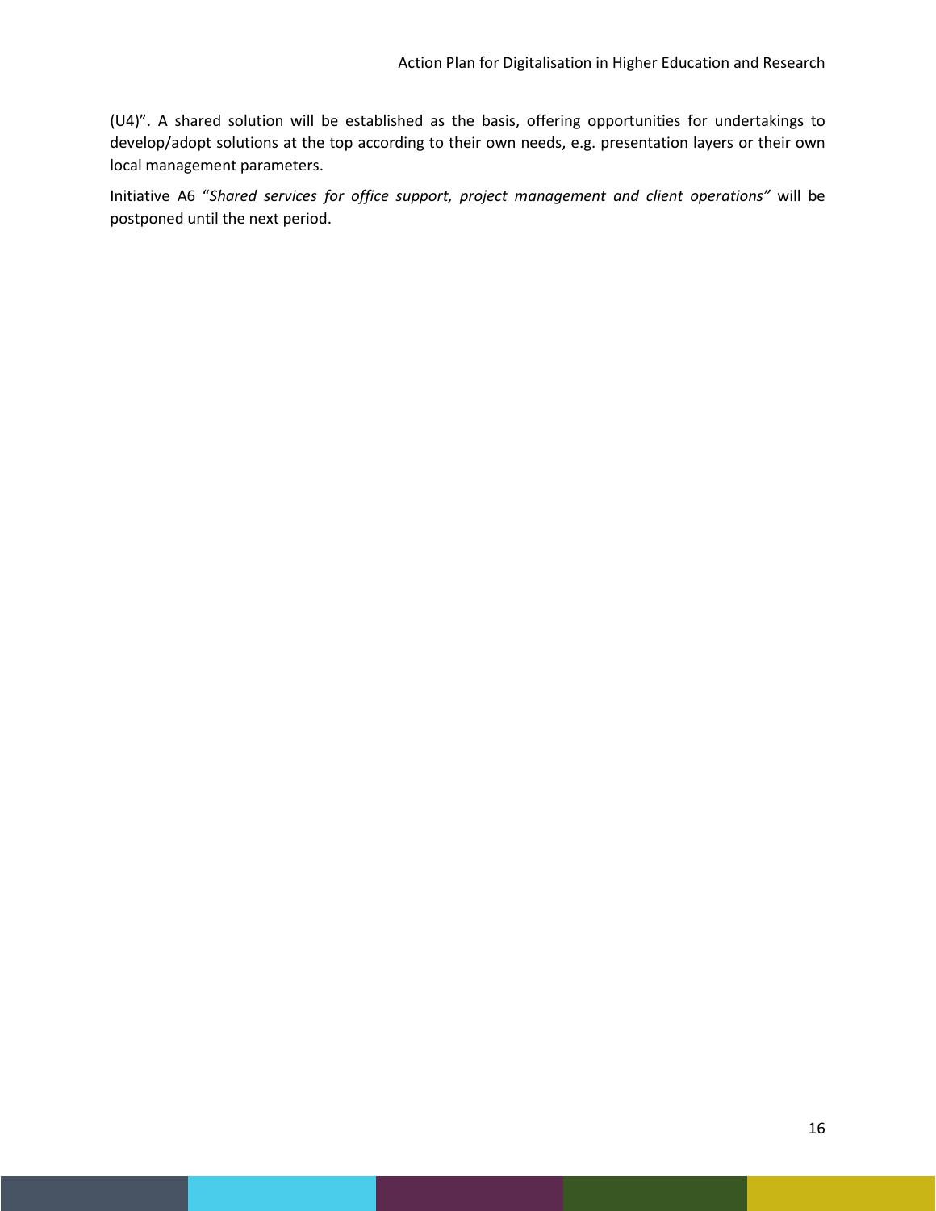(U4)". A shared solution will be established as the basis, offering opportunities for undertakings to develop/adopt solutions at the top according to their own needs, e.g. presentation layers or their own local management parameters.

Initiative A6 "*Shared services for office support, project management and client operations"* will be postponed until the next period.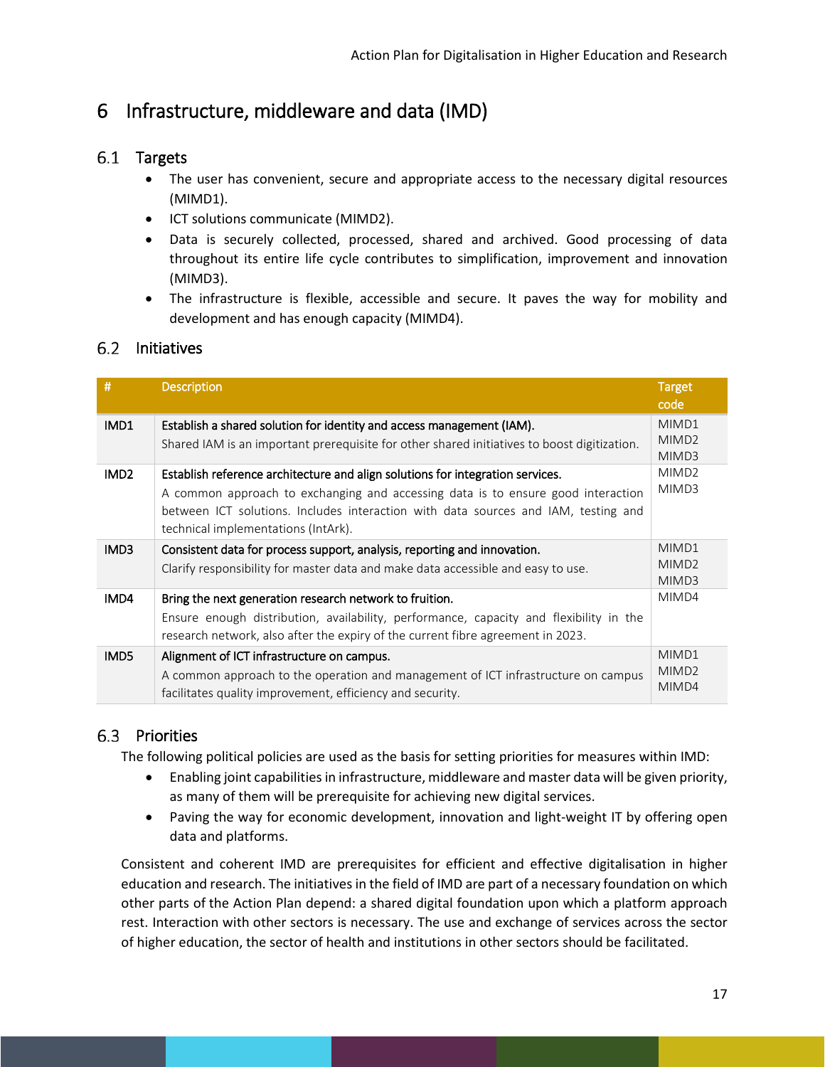# 6 Infrastructure, middleware and data (IMD)

## 6.1 Targets

- The user has convenient, secure and appropriate access to the necessary digital resources (MIMD1).
- ICT solutions communicate (MIMD2).
- Data is securely collected, processed, shared and archived. Good processing of data throughout its entire life cycle contributes to simplification, improvement and innovation (MIMD3).
- The infrastructure is flexible, accessible and secure. It paves the way for mobility and development and has enough capacity (MIMD4).

## 6.2 Initiatives

| # | Description | Target code |
|---|---|---|
| IMD1 | Establish a shared solution for identity and access management (IAM).<br>Shared IAM is an important prerequisite for other shared initiatives to boost digitization. | MIMD1<br>MIMD2<br>MIMD3 |
| IMD2 | Establish reference architecture and align solutions for integration services.<br>A common approach to exchanging and accessing data is to ensure good interaction between ICT solutions. Includes interaction with data sources and IAM, testing and technical implementations (IntArk). | MIMD2<br>MIMD3 |
| IMD3 | Consistent data for process support, analysis, reporting and innovation.<br>Clarify responsibility for master data and make data accessible and easy to use. | MIMD1<br>MIMD2<br>MIMD3 |
| IMD4 | Bring the next generation research network to fruition.<br>Ensure enough distribution, availability, performance, capacity and flexibility in the research network, also after the expiry of the current fibre agreement in 2023. | MIMD4 |
| IMD5 | Alignment of ICT infrastructure on campus.<br>A common approach to the operation and management of ICT infrastructure on campus facilitates quality improvement, efficiency and security. | MIMD1<br>MIMD2<br>MIMD4 |

## 6.3 Priorities

The following political policies are used as the basis for setting priorities for measures within IMD:

- Enabling joint capabilities in infrastructure, middleware and master data will be given priority, as many of them will be prerequisite for achieving new digital services.
- Paving the way for economic development, innovation and light-weight IT by offering open data and platforms.

Consistent and coherent IMD are prerequisites for efficient and effective digitalisation in higher education and research. The initiatives in the field of IMD are part of a necessary foundation on which other parts of the Action Plan depend: a shared digital foundation upon which a platform approach rest. Interaction with other sectors is necessary. The use and exchange of services across the sector of higher education, the sector of health and institutions in other sectors should be facilitated.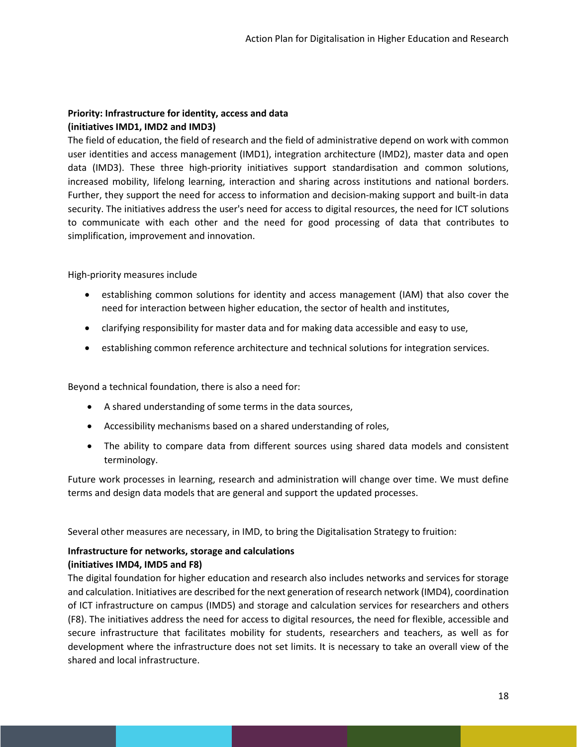**Priority: Infrastructure for identity, access and data (initiatives IMD1, IMD2 and IMD3)**

The field of education, the field of research and the field of administrative depend on work with common user identities and access management (IMD1), integration architecture (IMD2), master data and open data (IMD3). These three high-priority initiatives support standardisation and common solutions, increased mobility, lifelong learning, interaction and sharing across institutions and national borders. Further, they support the need for access to information and decision-making support and built-in data security. The initiatives address the user's need for access to digital resources, the need for ICT solutions to communicate with each other and the need for good processing of data that contributes to simplification, improvement and innovation.

High-priority measures include

- establishing common solutions for identity and access management (IAM) that also cover the need for interaction between higher education, the sector of health and institutes,
- clarifying responsibility for master data and for making data accessible and easy to use,
- establishing common reference architecture and technical solutions for integration services.

Beyond a technical foundation, there is also a need for:

- A shared understanding of some terms in the data sources,
- Accessibility mechanisms based on a shared understanding of roles,
- The ability to compare data from different sources using shared data models and consistent terminology.

Future work processes in learning, research and administration will change over time. We must define terms and design data models that are general and support the updated processes.

Several other measures are necessary, in IMD, to bring the Digitalisation Strategy to fruition:

**Infrastructure for networks, storage and calculations (initiatives IMD4, IMD5 and F8)**

The digital foundation for higher education and research also includes networks and services for storage and calculation. Initiatives are described for the next generation of research network (IMD4), coordination of ICT infrastructure on campus (IMD5) and storage and calculation services for researchers and others (F8). The initiatives address the need for access to digital resources, the need for flexible, accessible and secure infrastructure that facilitates mobility for students, researchers and teachers, as well as for development where the infrastructure does not set limits. It is necessary to take an overall view of the shared and local infrastructure.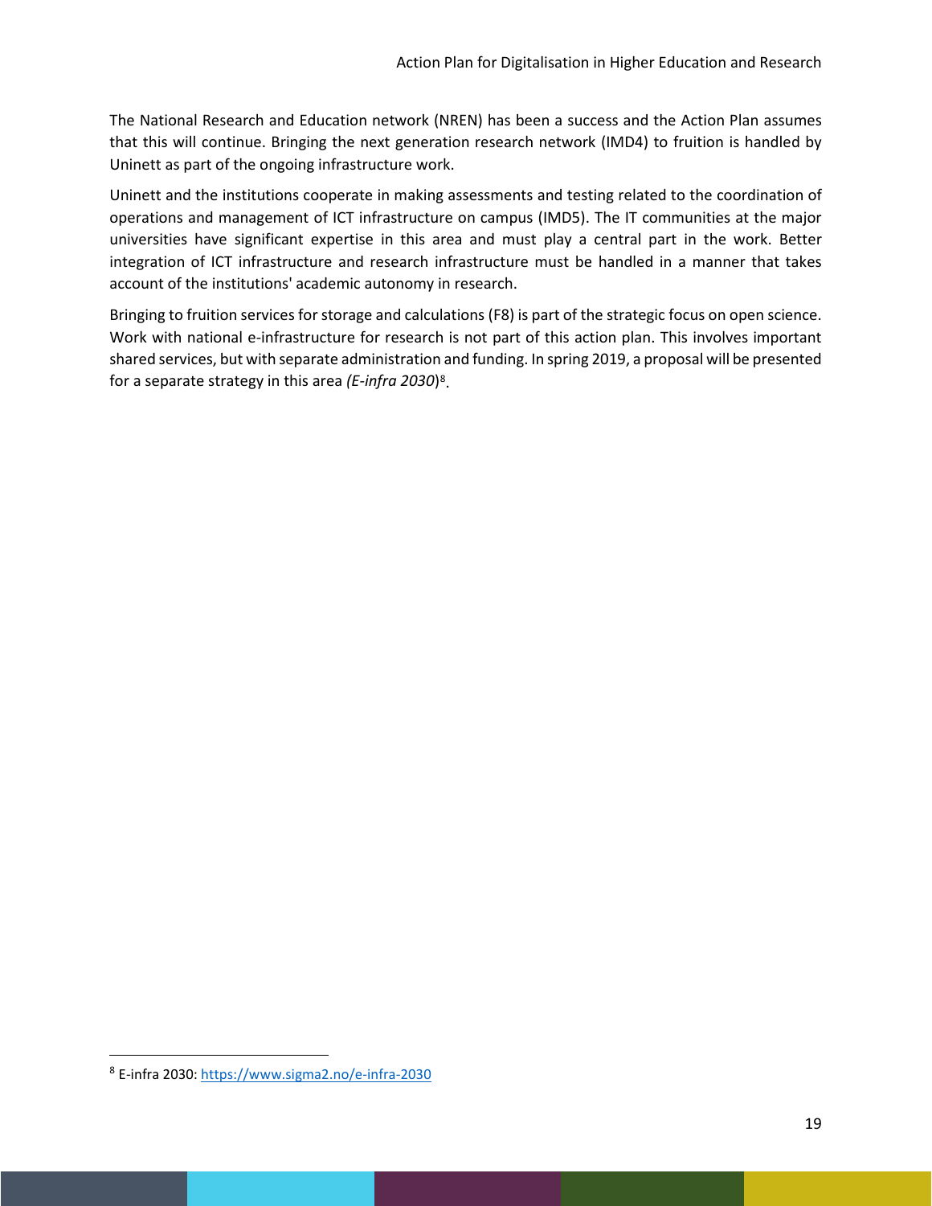The National Research and Education network (NREN) has been a success and the Action Plan assumes that this will continue. Bringing the next generation research network (IMD4) to fruition is handled by Uninett as part of the ongoing infrastructure work.

Uninett and the institutions cooperate in making assessments and testing related to the coordination of operations and management of ICT infrastructure on campus (IMD5). The IT communities at the major universities have significant expertise in this area and must play a central part in the work. Better integration of ICT infrastructure and research infrastructure must be handled in a manner that takes account of the institutions' academic autonomy in research.

Bringing to fruition services for storage and calculations (F8) is part of the strategic focus on open science. Work with national e-infrastructure for research is not part of this action plan. This involves important shared services, but with separate administration and funding. In spring 2019, a proposal will be presented for a separate strategy in this area *(E-infra 2030)*[8].

[8] E-infra 2030: https://www.sigma2.no/e-infra-2030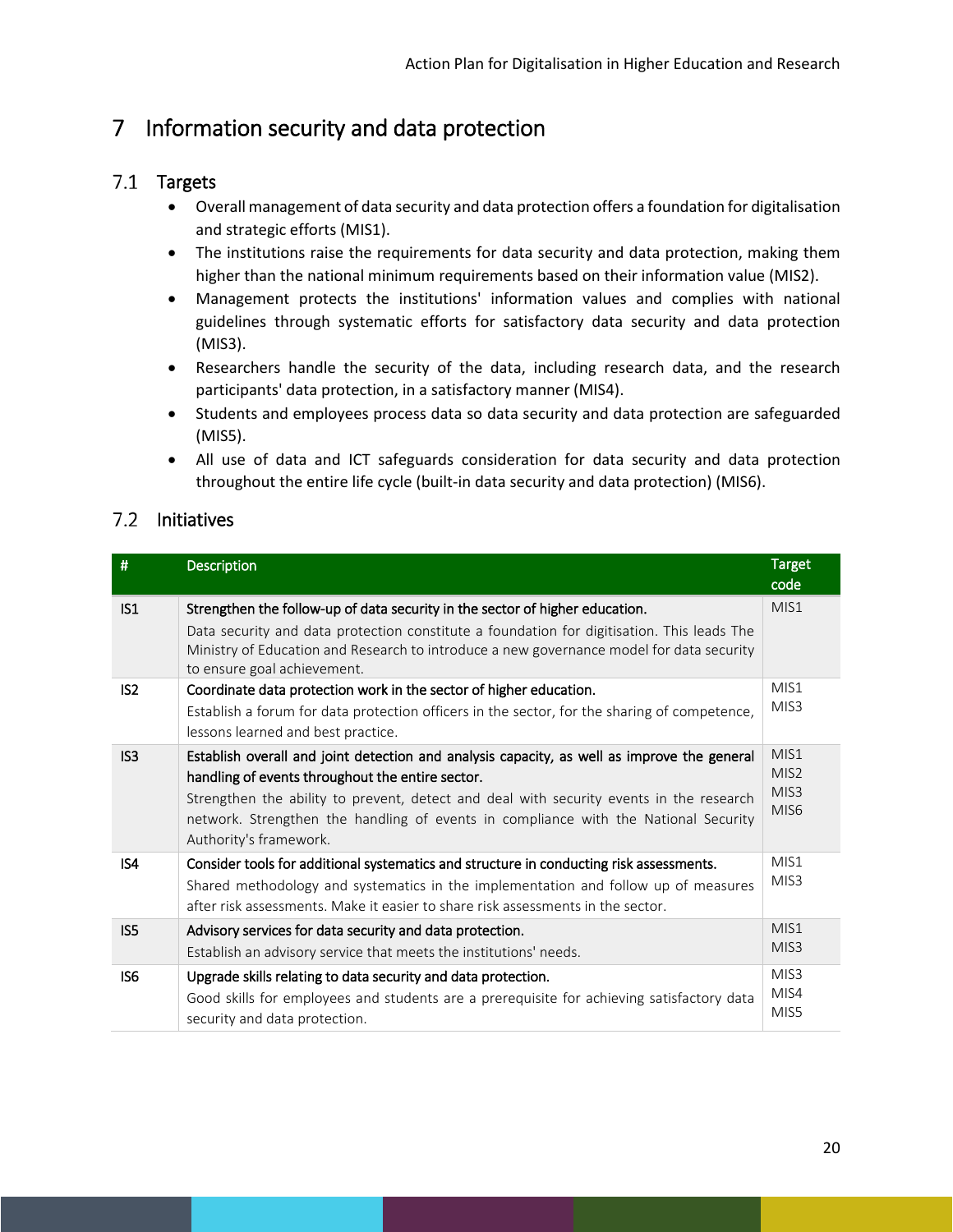# 7 Information security and data protection

## 7.1 Targets

- Overall management of data security and data protection offers a foundation for digitalisation and strategic efforts (MIS1).
- The institutions raise the requirements for data security and data protection, making them higher than the national minimum requirements based on their information value (MIS2).
- Management protects the institutions' information values and complies with national guidelines through systematic efforts for satisfactory data security and data protection (MIS3).
- Researchers handle the security of the data, including research data, and the research participants' data protection, in a satisfactory manner (MIS4).
- Students and employees process data so data security and data protection are safeguarded (MIS5).
- All use of data and ICT safeguards consideration for data security and data protection throughout the entire life cycle (built-in data security and data protection) (MIS6).

## 7.2 Initiatives

| # | Description | Target code |
|---|---|---|
| IS1 | Strengthen the follow-up of data security in the sector of higher education.<br>Data security and data protection constitute a foundation for digitisation. This leads The Ministry of Education and Research to introduce a new governance model for data security to ensure goal achievement. | MIS1 |
| IS2 | Coordinate data protection work in the sector of higher education.<br>Establish a forum for data protection officers in the sector, for the sharing of competence, lessons learned and best practice. | MIS1<br>MIS3 |
| IS3 | Establish overall and joint detection and analysis capacity, as well as improve the general handling of events throughout the entire sector.<br>Strengthen the ability to prevent, detect and deal with security events in the research network. Strengthen the handling of events in compliance with the National Security Authority's framework. | MIS1<br>MIS2<br>MIS3<br>MIS6 |
| IS4 | Consider tools for additional systematics and structure in conducting risk assessments.<br>Shared methodology and systematics in the implementation and follow up of measures after risk assessments. Make it easier to share risk assessments in the sector. | MIS1<br>MIS3 |
| IS5 | Advisory services for data security and data protection.<br>Establish an advisory service that meets the institutions' needs. | MIS1<br>MIS3 |
| IS6 | Upgrade skills relating to data security and data protection.<br>Good skills for employees and students are a prerequisite for achieving satisfactory data security and data protection. | MIS3<br>MIS4<br>MIS5 |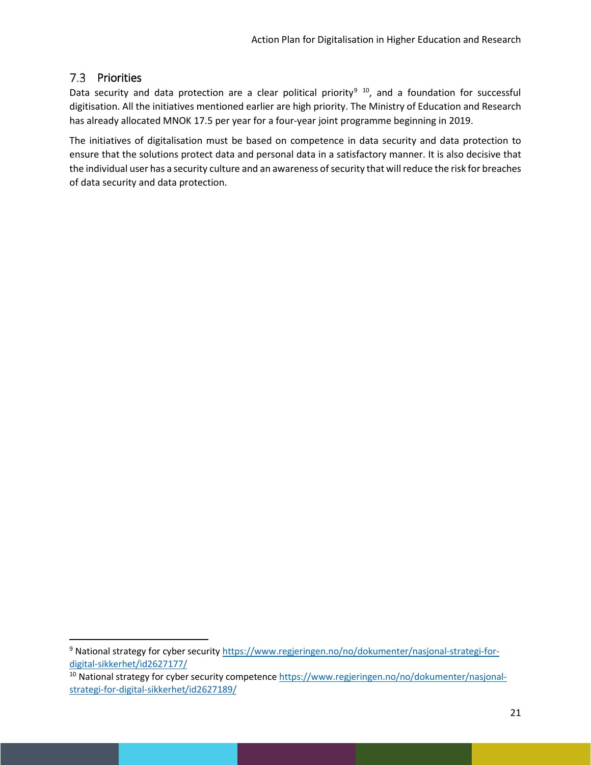## 7.3 Priorities

Data security and data protection are a clear political priority[9] [10], and a foundation for successful digitisation. All the initiatives mentioned earlier are high priority. The Ministry of Education and Research has already allocated MNOK 17.5 per year for a four-year joint programme beginning in 2019.

The initiatives of digitalisation must be based on competence in data security and data protection to ensure that the solutions protect data and personal data in a satisfactory manner. It is also decisive that the individual user has a security culture and an awareness of security that will reduce the risk for breaches of data security and data protection.

---

[9] National strategy for cyber security https://www.regjeringen.no/no/dokumenter/nasjonal-strategi-for-digital-sikkerhet/id2627177/

[10] National strategy for cyber security competence https://www.regjeringen.no/no/dokumenter/nasjonal-strategi-for-digital-sikkerhet/id2627189/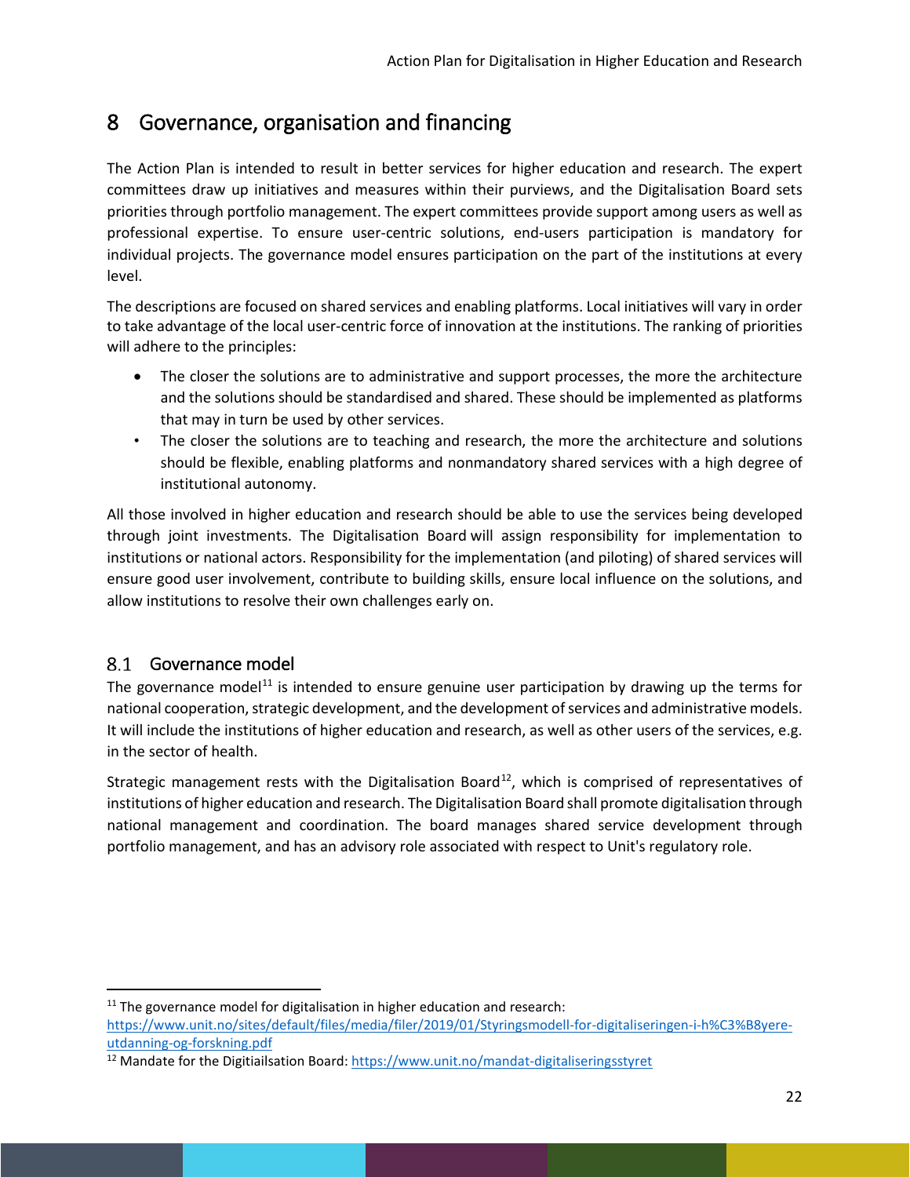# 8 Governance, organisation and financing

The Action Plan is intended to result in better services for higher education and research. The expert committees draw up initiatives and measures within their purviews, and the Digitalisation Board sets priorities through portfolio management. The expert committees provide support among users as well as professional expertise. To ensure user-centric solutions, end-users participation is mandatory for individual projects. The governance model ensures participation on the part of the institutions at every level.

The descriptions are focused on shared services and enabling platforms. Local initiatives will vary in order to take advantage of the local user-centric force of innovation at the institutions. The ranking of priorities will adhere to the principles:

- The closer the solutions are to administrative and support processes, the more the architecture and the solutions should be standardised and shared. These should be implemented as platforms that may in turn be used by other services.
- The closer the solutions are to teaching and research, the more the architecture and solutions should be flexible, enabling platforms and nonmandatory shared services with a high degree of institutional autonomy.

All those involved in higher education and research should be able to use the services being developed through joint investments. The Digitalisation Board will assign responsibility for implementation to institutions or national actors. Responsibility for the implementation (and piloting) of shared services will ensure good user involvement, contribute to building skills, ensure local influence on the solutions, and allow institutions to resolve their own challenges early on.

## 8.1 Governance model

The governance model[11] is intended to ensure genuine user participation by drawing up the terms for national cooperation, strategic development, and the development of services and administrative models. It will include the institutions of higher education and research, as well as other users of the services, e.g. in the sector of health.

Strategic management rests with the Digitalisation Board[12], which is comprised of representatives of institutions of higher education and research. The Digitalisation Board shall promote digitalisation through national management and coordination. The board manages shared service development through portfolio management, and has an advisory role associated with respect to Unit's regulatory role.

---

[11] The governance model for digitalisation in higher education and research: https://www.unit.no/sites/default/files/media/filer/2019/01/Styringsmodell-for-digitaliseringen-i-h%C3%B8yere-utdanning-og-forskning.pdf

[12] Mandate for the Digitiailsation Board: https://www.unit.no/mandat-digitaliseringsstyret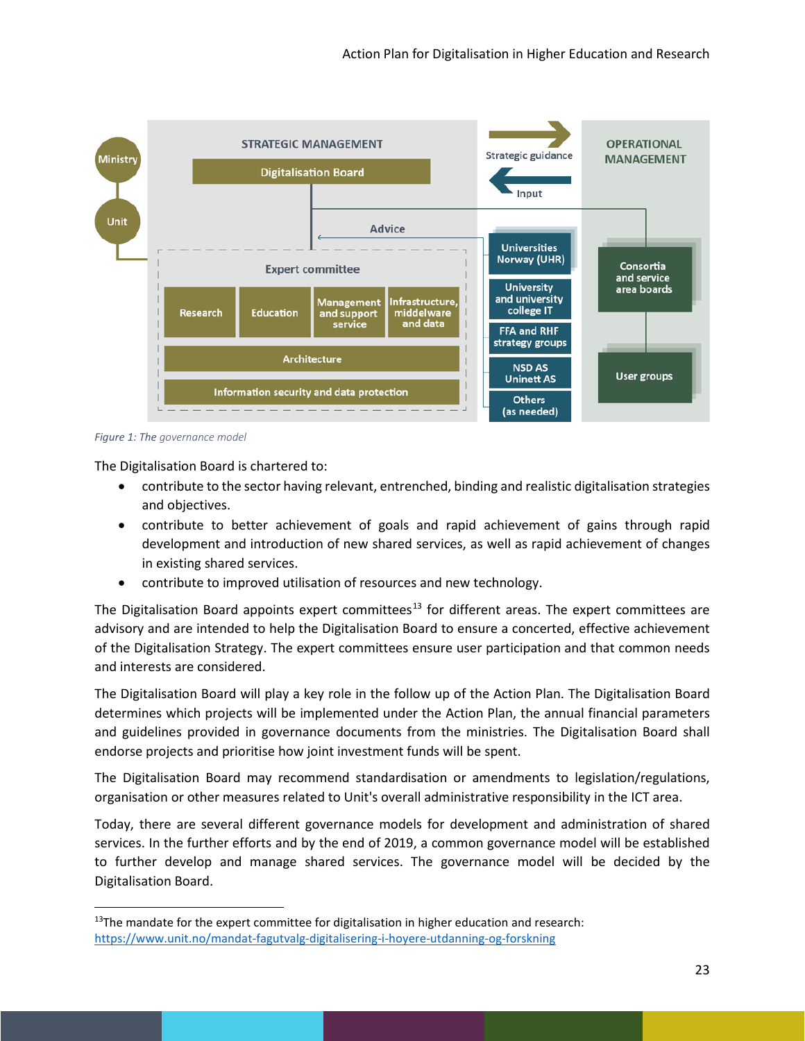*Figure 1: The governance model*

The Digitalisation Board is chartered to:

- contribute to the sector having relevant, entrenched, binding and realistic digitalisation strategies and objectives.
- contribute to better achievement of goals and rapid achievement of gains through rapid development and introduction of new shared services, as well as rapid achievement of changes in existing shared services.
- contribute to improved utilisation of resources and new technology.

The Digitalisation Board appoints expert committees[13] for different areas. The expert committees are advisory and are intended to help the Digitalisation Board to ensure a concerted, effective achievement of the Digitalisation Strategy. The expert committees ensure user participation and that common needs and interests are considered.

The Digitalisation Board will play a key role in the follow up of the Action Plan. The Digitalisation Board determines which projects will be implemented under the Action Plan, the annual financial parameters and guidelines provided in governance documents from the ministries. The Digitalisation Board shall endorse projects and prioritise how joint investment funds will be spent.

The Digitalisation Board may recommend standardisation or amendments to legislation/regulations, organisation or other measures related to Unit's overall administrative responsibility in the ICT area.

Today, there are several different governance models for development and administration of shared services. In the further efforts and by the end of 2019, a common governance model will be established to further develop and manage shared services. The governance model will be decided by the Digitalisation Board.

[13]The mandate for the expert committee for digitalisation in higher education and research: https://www.unit.no/mandat-fagutvalg-digitalisering-i-hoyere-utdanning-og-forskning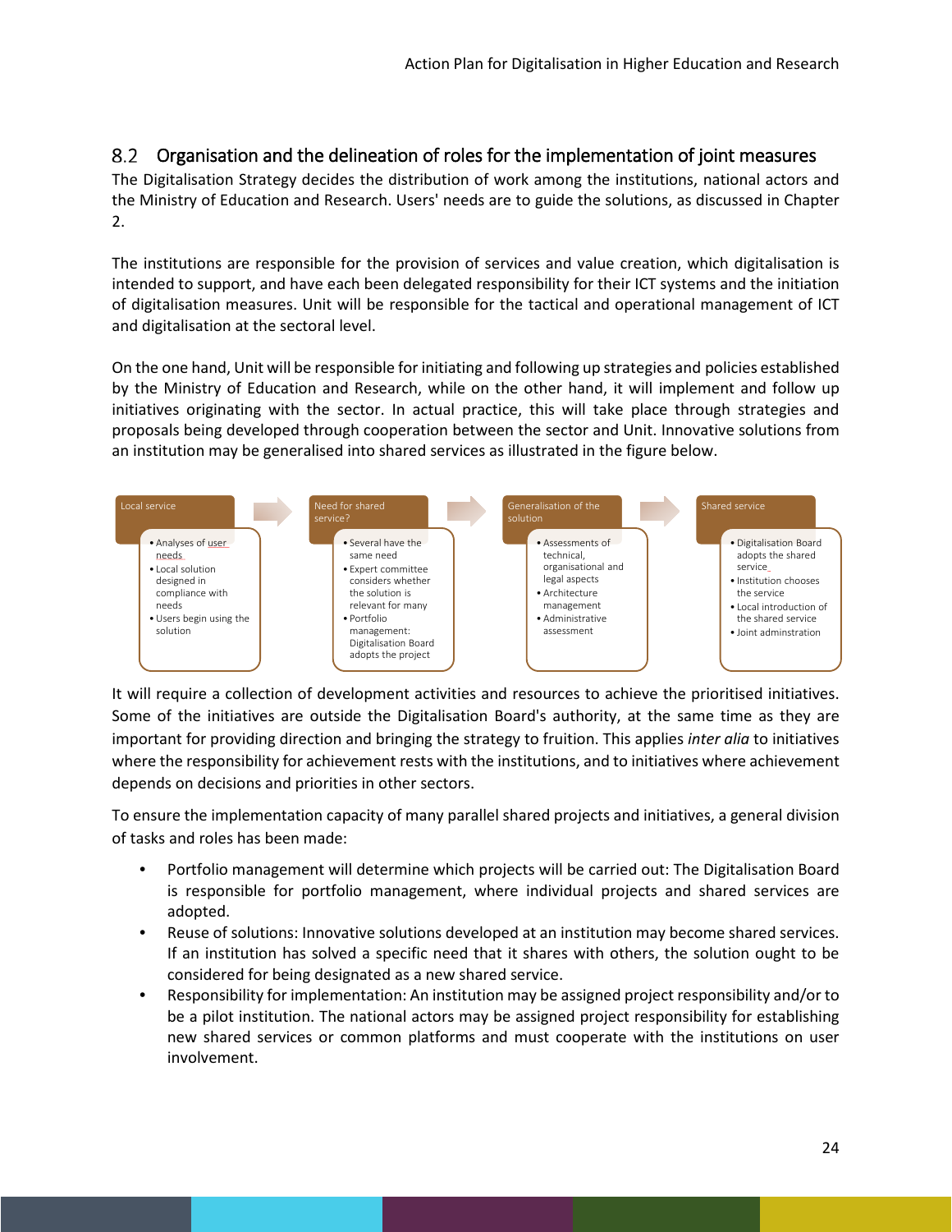## 8.2 Organisation and the delineation of roles for the implementation of joint measures

The Digitalisation Strategy decides the distribution of work among the institutions, national actors and the Ministry of Education and Research. Users' needs are to guide the solutions, as discussed in Chapter 2.

The institutions are responsible for the provision of services and value creation, which digitalisation is intended to support, and have each been delegated responsibility for their ICT systems and the initiation of digitalisation measures. Unit will be responsible for the tactical and operational management of ICT and digitalisation at the sectoral level.

On the one hand, Unit will be responsible for initiating and following up strategies and policies established by the Ministry of Education and Research, while on the other hand, it will implement and follow up initiatives originating with the sector. In actual practice, this will take place through strategies and proposals being developed through cooperation between the sector and Unit. Innovative solutions from an institution may be generalised into shared services as illustrated in the figure below.

| Local service | Need for shared service? | Generalisation of the solution | Shared service |
|---|---|---|---|
| • Analyses of user needs<br>• Local solution designed in compliance with needs<br>• Users begin using the solution | • Several have the same need<br>• Expert committee considers whether the solution is relevant for many<br>• Portfolio management: Digitalisation Board adopts the project | • Assessments of technical, organisational and legal aspects<br>• Architecture management<br>• Administrative assessment | • Digitalisation Board adopts the shared service<br>• Institution chooses the service<br>• Local introduction of the shared service<br>• Joint adminstration |

It will require a collection of development activities and resources to achieve the prioritised initiatives. Some of the initiatives are outside the Digitalisation Board's authority, at the same time as they are important for providing direction and bringing the strategy to fruition. This applies *inter alia* to initiatives where the responsibility for achievement rests with the institutions, and to initiatives where achievement depends on decisions and priorities in other sectors.

To ensure the implementation capacity of many parallel shared projects and initiatives, a general division of tasks and roles has been made:

- Portfolio management will determine which projects will be carried out: The Digitalisation Board is responsible for portfolio management, where individual projects and shared services are adopted.
- Reuse of solutions: Innovative solutions developed at an institution may become shared services. If an institution has solved a specific need that it shares with others, the solution ought to be considered for being designated as a new shared service.
- Responsibility for implementation: An institution may be assigned project responsibility and/or to be a pilot institution. The national actors may be assigned project responsibility for establishing new shared services or common platforms and must cooperate with the institutions on user involvement.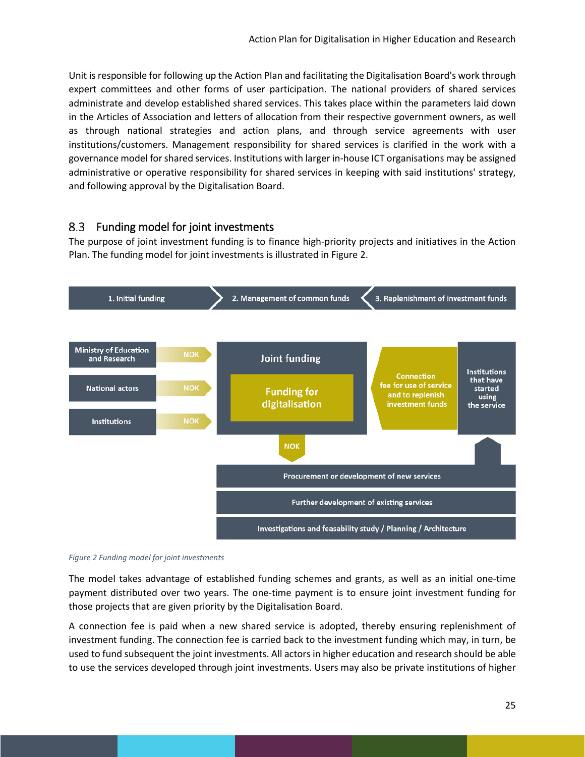Unit is responsible for following up the Action Plan and facilitating the Digitalisation Board's work through expert committees and other forms of user participation. The national providers of shared services administrate and develop established shared services. This takes place within the parameters laid down in the Articles of Association and letters of allocation from their respective government owners, as well as through national strategies and action plans, and through service agreements with user institutions/customers. Management responsibility for shared services is clarified in the work with a governance model for shared services. Institutions with larger in-house ICT organisations may be assigned administrative or operative responsibility for shared services in keeping with said institutions' strategy, and following approval by the Digitalisation Board.

## 8.3 Funding model for joint investments

The purpose of joint investment funding is to finance high-priority projects and initiatives in the Action Plan. The funding model for joint investments is illustrated in Figure 2.

1. Initial funding
2. Management of common funds
3. Replenishment of investment funds

Ministry of Education and Research — NOK
National actors — NOK
Institutions — NOK

Joint funding
Funding for digitalisation

NOK

Connection fee for use of service and to replenish investment funds

Institutions that have started using the service

Procurement or development of new services

Further development of existing services

Investigations and feasability study / Planning / Architecture

*Figure 2 Funding model for joint investments*

The model takes advantage of established funding schemes and grants, as well as an initial one-time payment distributed over two years. The one-time payment is to ensure joint investment funding for those projects that are given priority by the Digitalisation Board.

A connection fee is paid when a new shared service is adopted, thereby ensuring replenishment of investment funding. The connection fee is carried back to the investment funding which may, in turn, be used to fund subsequent the joint investments. All actors in higher education and research should be able to use the services developed through joint investments. Users may also be private institutions of higher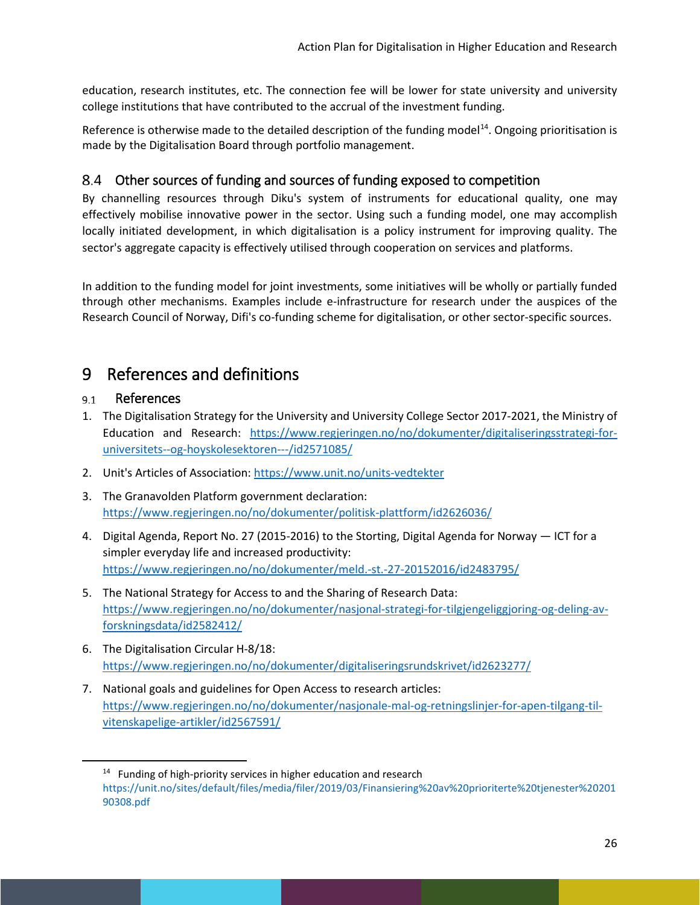education, research institutes, etc. The connection fee will be lower for state university and university college institutions that have contributed to the accrual of the investment funding.

Reference is otherwise made to the detailed description of the funding model[14]. Ongoing prioritisation is made by the Digitalisation Board through portfolio management.

## 8.4 Other sources of funding and sources of funding exposed to competition

By channelling resources through Diku's system of instruments for educational quality, one may effectively mobilise innovative power in the sector. Using such a funding model, one may accomplish locally initiated development, in which digitalisation is a policy instrument for improving quality. The sector's aggregate capacity is effectively utilised through cooperation on services and platforms.

In addition to the funding model for joint investments, some initiatives will be wholly or partially funded through other mechanisms. Examples include e-infrastructure for research under the auspices of the Research Council of Norway, Difi's co-funding scheme for digitalisation, or other sector-specific sources.

# 9 References and definitions

## 9.1 References

1. The Digitalisation Strategy for the University and University College Sector 2017-2021, the Ministry of Education and Research: https://www.regjeringen.no/no/dokumenter/digitaliseringsstrategi-for-universitets--og-hoyskolesektoren---/id2571085/
2. Unit's Articles of Association: https://www.unit.no/units-vedtekter
3. The Granavolden Platform government declaration: https://www.regjeringen.no/no/dokumenter/politisk-plattform/id2626036/
4. Digital Agenda, Report No. 27 (2015-2016) to the Storting, Digital Agenda for Norway — ICT for a simpler everyday life and increased productivity: https://www.regjeringen.no/no/dokumenter/meld.-st.-27-20152016/id2483795/
5. The National Strategy for Access to and the Sharing of Research Data: https://www.regjeringen.no/no/dokumenter/nasjonal-strategi-for-tilgjengeliggjoring-og-deling-av-forskningsdata/id2582412/
6. The Digitalisation Circular H-8/18: https://www.regjeringen.no/no/dokumenter/digitaliseringsrundskrivet/id2623277/
7. National goals and guidelines for Open Access to research articles: https://www.regjeringen.no/no/dokumenter/nasjonale-mal-og-retningslinjer-for-apen-tilgang-til-vitenskapelige-artikler/id2567591/

---

[14] Funding of high-priority services in higher education and research https://unit.no/sites/default/files/media/filer/2019/03/Finansiering%20av%20prioriterte%20tjenester%2020190308.pdf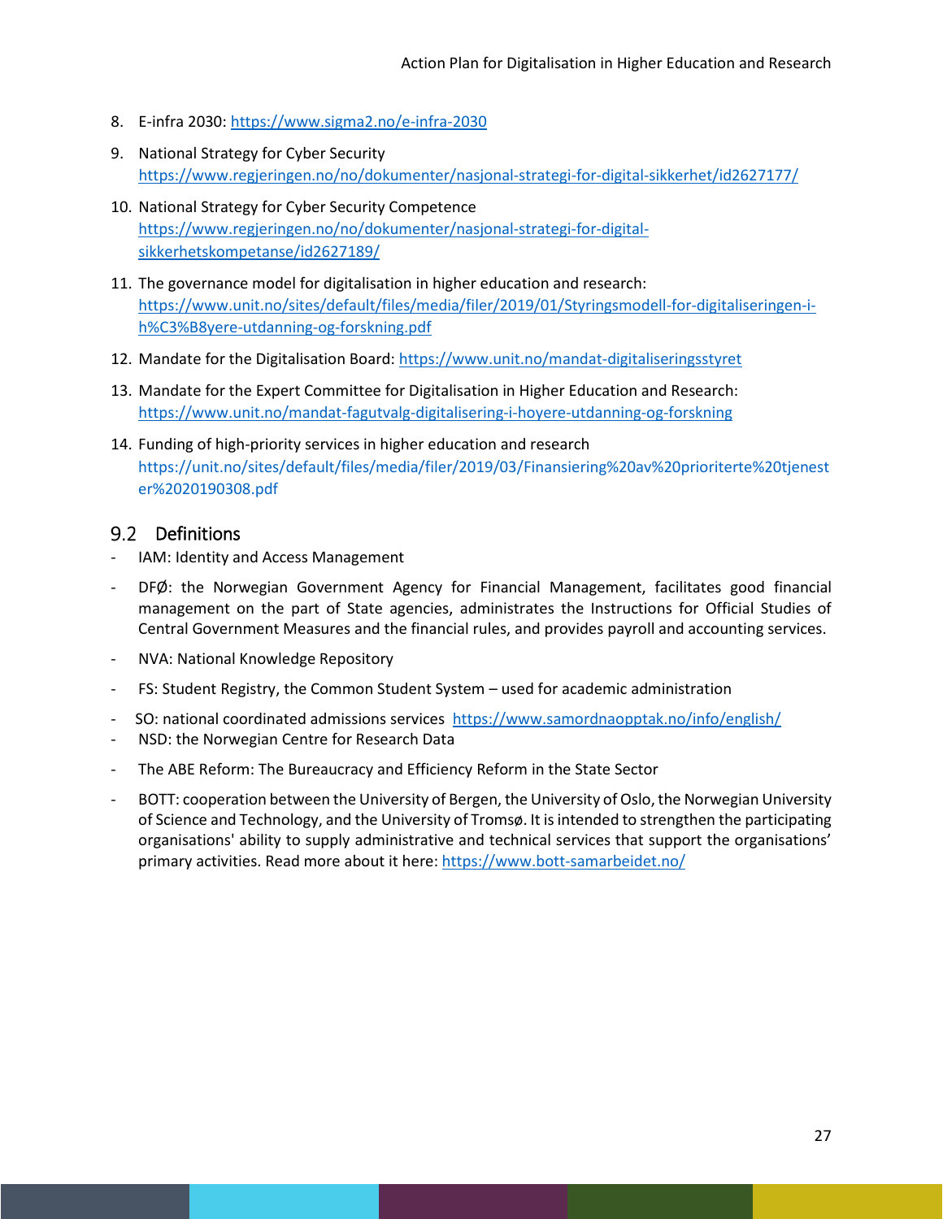8. E-infra 2030: https://www.sigma2.no/e-infra-2030
9. National Strategy for Cyber Security https://www.regjeringen.no/no/dokumenter/nasjonal-strategi-for-digital-sikkerhet/id2627177/
10. National Strategy for Cyber Security Competence https://www.regjeringen.no/no/dokumenter/nasjonal-strategi-for-digital-sikkerhetskompetanse/id2627189/
11. The governance model for digitalisation in higher education and research: https://www.unit.no/sites/default/files/media/filer/2019/01/Styringsmodell-for-digitaliseringen-i-h%C3%B8yere-utdanning-og-forskning.pdf
12. Mandate for the Digitalisation Board: https://www.unit.no/mandat-digitaliseringsstyret
13. Mandate for the Expert Committee for Digitalisation in Higher Education and Research: https://www.unit.no/mandat-fagutvalg-digitalisering-i-hoyere-utdanning-og-forskning
14. Funding of high-priority services in higher education and research https://unit.no/sites/default/files/media/filer/2019/03/Finansiering%20av%20prioriterte%20tjenester%2020190308.pdf

## 9.2 Definitions

- IAM: Identity and Access Management
- DFØ: the Norwegian Government Agency for Financial Management, facilitates good financial management on the part of State agencies, administrates the Instructions for Official Studies of Central Government Measures and the financial rules, and provides payroll and accounting services.
- NVA: National Knowledge Repository
- FS: Student Registry, the Common Student System – used for academic administration
- SO: national coordinated admissions services https://www.samordnaopptak.no/info/english/
- NSD: the Norwegian Centre for Research Data
- The ABE Reform: The Bureaucracy and Efficiency Reform in the State Sector
- BOTT: cooperation between the University of Bergen, the University of Oslo, the Norwegian University of Science and Technology, and the University of Tromsø. It is intended to strengthen the participating organisations' ability to supply administrative and technical services that support the organisations' primary activities. Read more about it here: https://www.bott-samarbeidet.no/